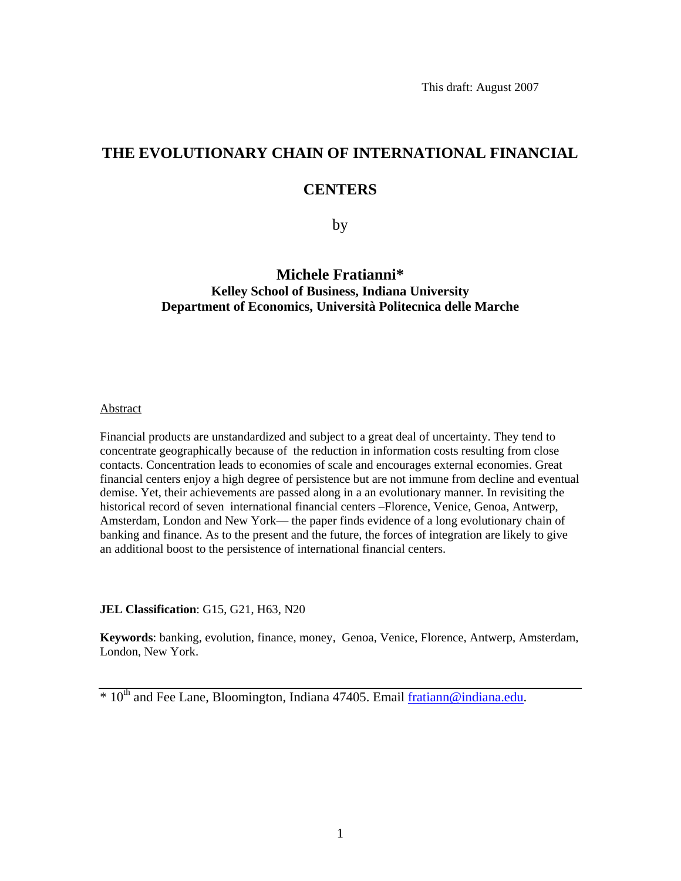This draft: August 2007

# THE EVOLUTIONARY CHAIN OF INTERNATIONAL FINANCIAL CENTERS

by

## Michele Fratianni*

**Kelley School of Business, Indiana University**
**Department of Economics, Università Politecnica delle Marche**

Abstract

Financial products are unstandardized and subject to a great deal of uncertainty. They tend to concentrate geographically because of the reduction in information costs resulting from close contacts. Concentration leads to economies of scale and encourages external economies. Great financial centers enjoy a high degree of persistence but are not immune from decline and eventual demise. Yet, their achievements are passed along in a an evolutionary manner. In revisiting the historical record of seven international financial centers –Florence, Venice, Genoa, Antwerp, Amsterdam, London and New York— the paper finds evidence of a long evolutionary chain of banking and finance. As to the present and the future, the forces of integration are likely to give an additional boost to the persistence of international financial centers.

**JEL Classification**: G15, G21, H63, N20

**Keywords**: banking, evolution, finance, money, Genoa, Venice, Florence, Antwerp, Amsterdam, London, New York.

---

* 10th and Fee Lane, Bloomington, Indiana 47405. Email fratiann@indiana.edu.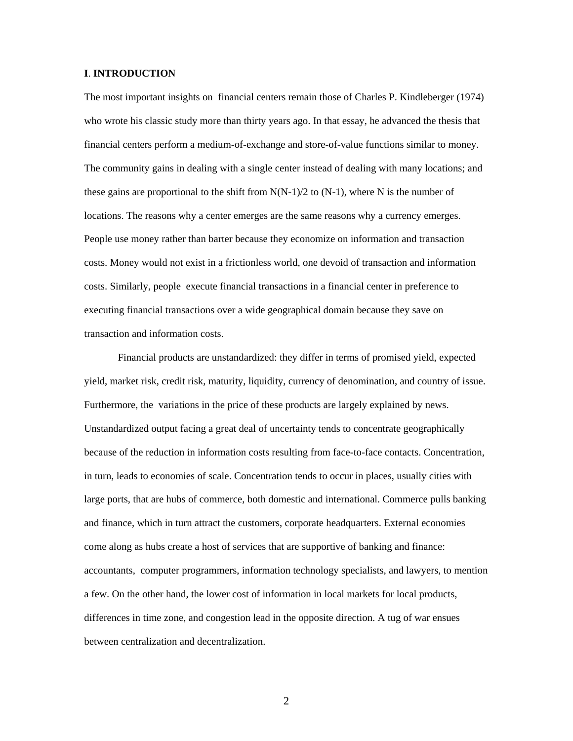## I. INTRODUCTION

The most important insights on financial centers remain those of Charles P. Kindleberger (1974) who wrote his classic study more than thirty years ago. In that essay, he advanced the thesis that financial centers perform a medium-of-exchange and store-of-value functions similar to money. The community gains in dealing with a single center instead of dealing with many locations; and these gains are proportional to the shift from $N(N-1)/2$ to $(N-1)$, where $N$ is the number of locations. The reasons why a center emerges are the same reasons why a currency emerges. People use money rather than barter because they economize on information and transaction costs. Money would not exist in a frictionless world, one devoid of transaction and information costs. Similarly, people execute financial transactions in a financial center in preference to executing financial transactions over a wide geographical domain because they save on transaction and information costs.

Financial products are unstandardized: they differ in terms of promised yield, expected yield, market risk, credit risk, maturity, liquidity, currency of denomination, and country of issue. Furthermore, the variations in the price of these products are largely explained by news. Unstandardized output facing a great deal of uncertainty tends to concentrate geographically because of the reduction in information costs resulting from face-to-face contacts. Concentration, in turn, leads to economies of scale. Concentration tends to occur in places, usually cities with large ports, that are hubs of commerce, both domestic and international. Commerce pulls banking and finance, which in turn attract the customers, corporate headquarters. External economies come along as hubs create a host of services that are supportive of banking and finance: accountants, computer programmers, information technology specialists, and lawyers, to mention a few. On the other hand, the lower cost of information in local markets for local products, differences in time zone, and congestion lead in the opposite direction. A tug of war ensues between centralization and decentralization.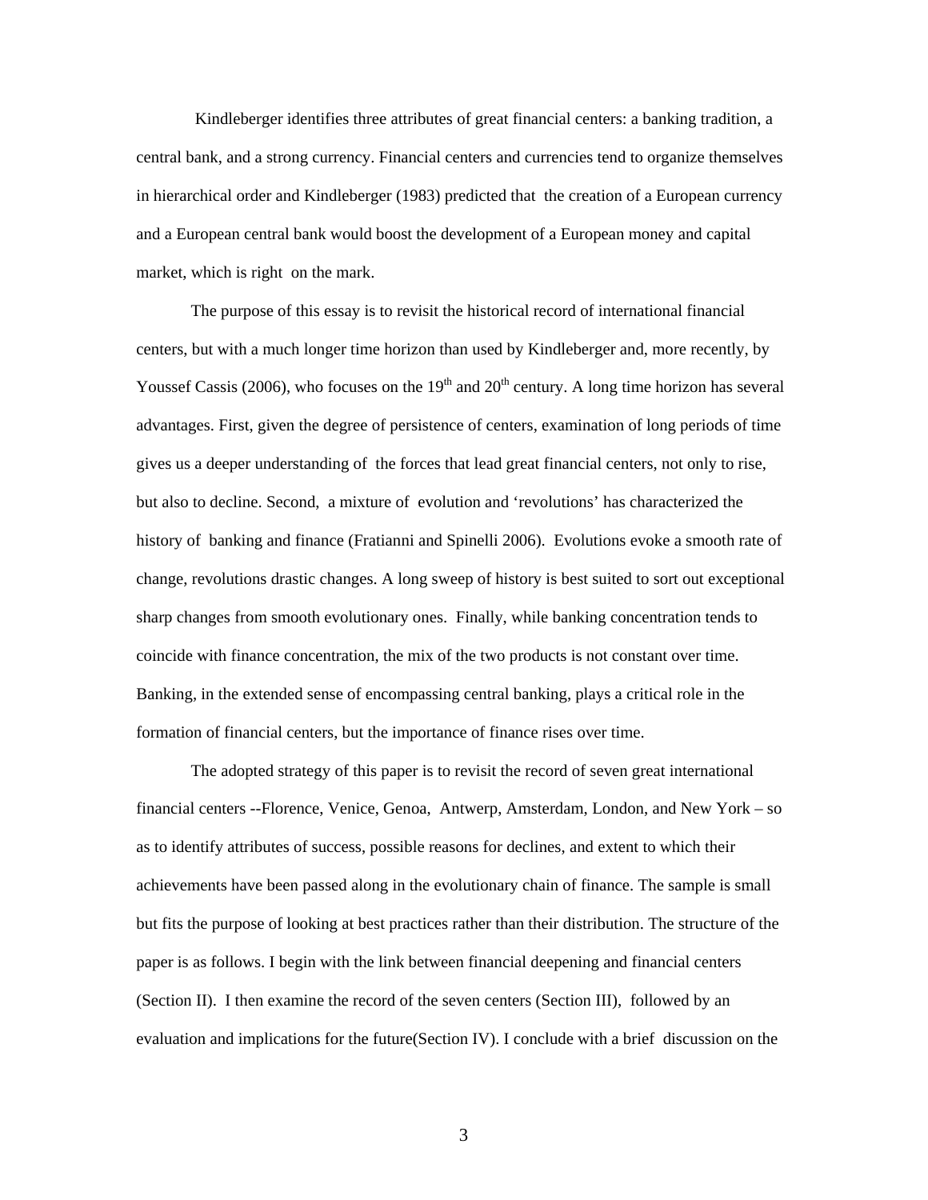Kindleberger identifies three attributes of great financial centers: a banking tradition, a central bank, and a strong currency. Financial centers and currencies tend to organize themselves in hierarchical order and Kindleberger (1983) predicted that the creation of a European currency and a European central bank would boost the development of a European money and capital market, which is right on the mark.

The purpose of this essay is to revisit the historical record of international financial centers, but with a much longer time horizon than used by Kindleberger and, more recently, by Youssef Cassis (2006), who focuses on the 19th and 20th century. A long time horizon has several advantages. First, given the degree of persistence of centers, examination of long periods of time gives us a deeper understanding of the forces that lead great financial centers, not only to rise, but also to decline. Second, a mixture of evolution and 'revolutions' has characterized the history of banking and finance (Fratianni and Spinelli 2006). Evolutions evoke a smooth rate of change, revolutions drastic changes. A long sweep of history is best suited to sort out exceptional sharp changes from smooth evolutionary ones. Finally, while banking concentration tends to coincide with finance concentration, the mix of the two products is not constant over time. Banking, in the extended sense of encompassing central banking, plays a critical role in the formation of financial centers, but the importance of finance rises over time.

The adopted strategy of this paper is to revisit the record of seven great international financial centers --Florence, Venice, Genoa, Antwerp, Amsterdam, London, and New York – so as to identify attributes of success, possible reasons for declines, and extent to which their achievements have been passed along in the evolutionary chain of finance. The sample is small but fits the purpose of looking at best practices rather than their distribution. The structure of the paper is as follows. I begin with the link between financial deepening and financial centers (Section II). I then examine the record of the seven centers (Section III), followed by an evaluation and implications for the future(Section IV). I conclude with a brief discussion on the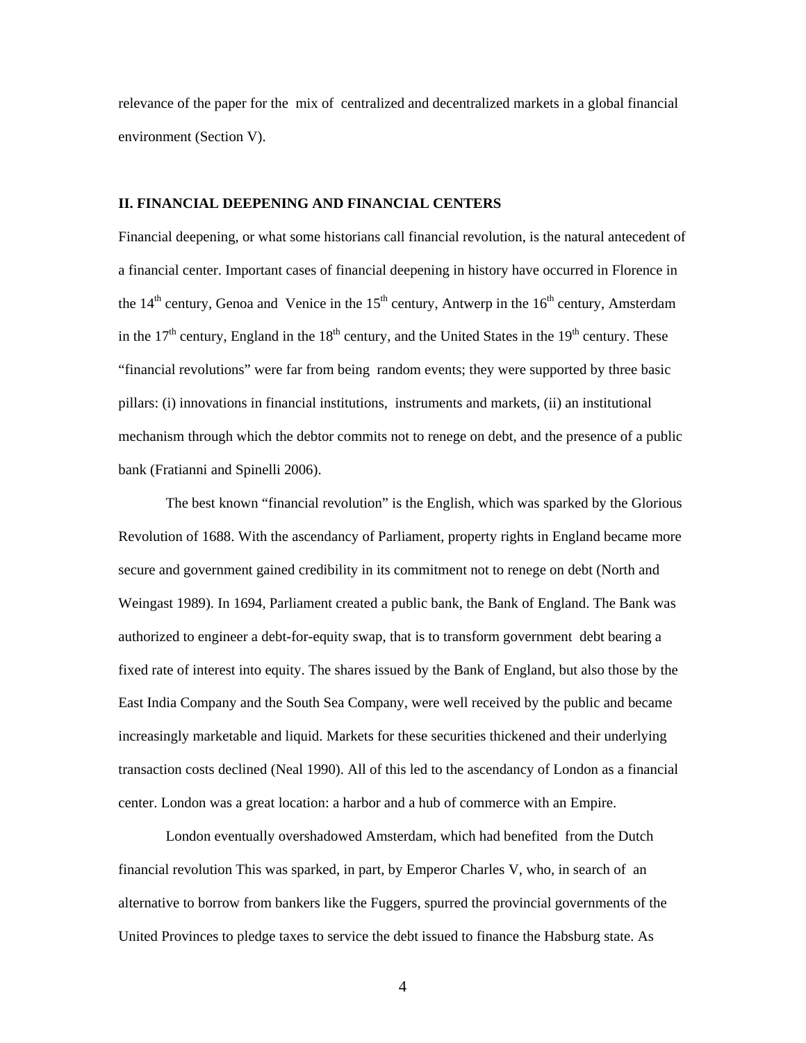relevance of the paper for the mix of centralized and decentralized markets in a global financial environment (Section V).

## II. FINANCIAL DEEPENING AND FINANCIAL CENTERS

Financial deepening, or what some historians call financial revolution, is the natural antecedent of a financial center. Important cases of financial deepening in history have occurred in Florence in the 14th century, Genoa and Venice in the 15th century, Antwerp in the 16th century, Amsterdam in the 17th century, England in the 18th century, and the United States in the 19th century. These "financial revolutions" were far from being random events; they were supported by three basic pillars: (i) innovations in financial institutions, instruments and markets, (ii) an institutional mechanism through which the debtor commits not to renege on debt, and the presence of a public bank (Fratianni and Spinelli 2006).

The best known "financial revolution" is the English, which was sparked by the Glorious Revolution of 1688. With the ascendancy of Parliament, property rights in England became more secure and government gained credibility in its commitment not to renege on debt (North and Weingast 1989). In 1694, Parliament created a public bank, the Bank of England. The Bank was authorized to engineer a debt-for-equity swap, that is to transform government debt bearing a fixed rate of interest into equity. The shares issued by the Bank of England, but also those by the East India Company and the South Sea Company, were well received by the public and became increasingly marketable and liquid. Markets for these securities thickened and their underlying transaction costs declined (Neal 1990). All of this led to the ascendancy of London as a financial center. London was a great location: a harbor and a hub of commerce with an Empire.

London eventually overshadowed Amsterdam, which had benefited from the Dutch financial revolution This was sparked, in part, by Emperor Charles V, who, in search of an alternative to borrow from bankers like the Fuggers, spurred the provincial governments of the United Provinces to pledge taxes to service the debt issued to finance the Habsburg state. As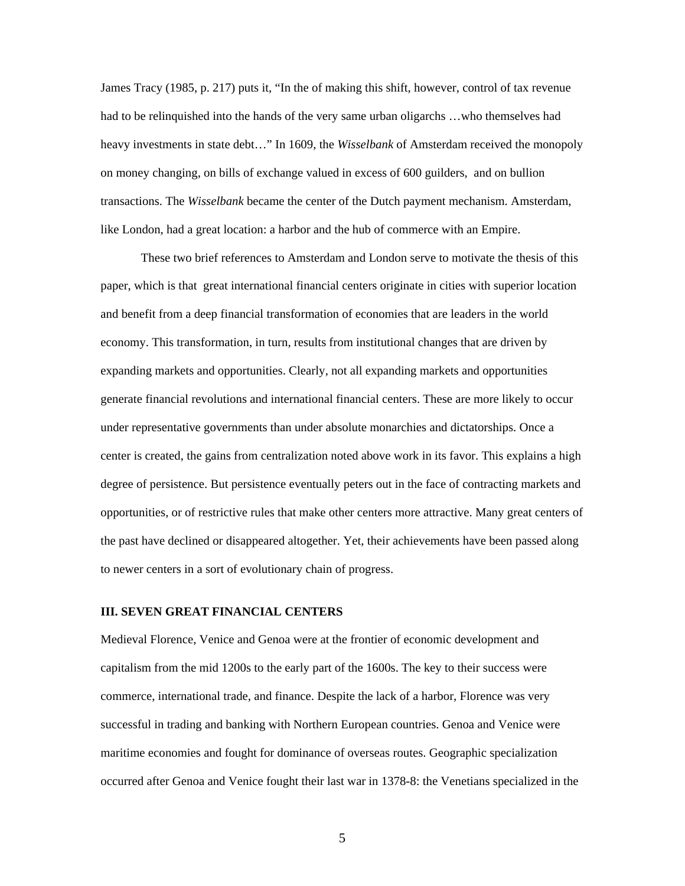James Tracy (1985, p. 217) puts it, "In the of making this shift, however, control of tax revenue had to be relinquished into the hands of the very same urban oligarchs …who themselves had heavy investments in state debt…" In 1609, the *Wisselbank* of Amsterdam received the monopoly on money changing, on bills of exchange valued in excess of 600 guilders, and on bullion transactions. The *Wisselbank* became the center of the Dutch payment mechanism. Amsterdam, like London, had a great location: a harbor and the hub of commerce with an Empire.

These two brief references to Amsterdam and London serve to motivate the thesis of this paper, which is that great international financial centers originate in cities with superior location and benefit from a deep financial transformation of economies that are leaders in the world economy. This transformation, in turn, results from institutional changes that are driven by expanding markets and opportunities. Clearly, not all expanding markets and opportunities generate financial revolutions and international financial centers. These are more likely to occur under representative governments than under absolute monarchies and dictatorships. Once a center is created, the gains from centralization noted above work in its favor. This explains a high degree of persistence. But persistence eventually peters out in the face of contracting markets and opportunities, or of restrictive rules that make other centers more attractive. Many great centers of the past have declined or disappeared altogether. Yet, their achievements have been passed along to newer centers in a sort of evolutionary chain of progress.

## III. SEVEN GREAT FINANCIAL CENTERS

Medieval Florence, Venice and Genoa were at the frontier of economic development and capitalism from the mid 1200s to the early part of the 1600s. The key to their success were commerce, international trade, and finance. Despite the lack of a harbor, Florence was very successful in trading and banking with Northern European countries. Genoa and Venice were maritime economies and fought for dominance of overseas routes. Geographic specialization occurred after Genoa and Venice fought their last war in 1378-8: the Venetians specialized in the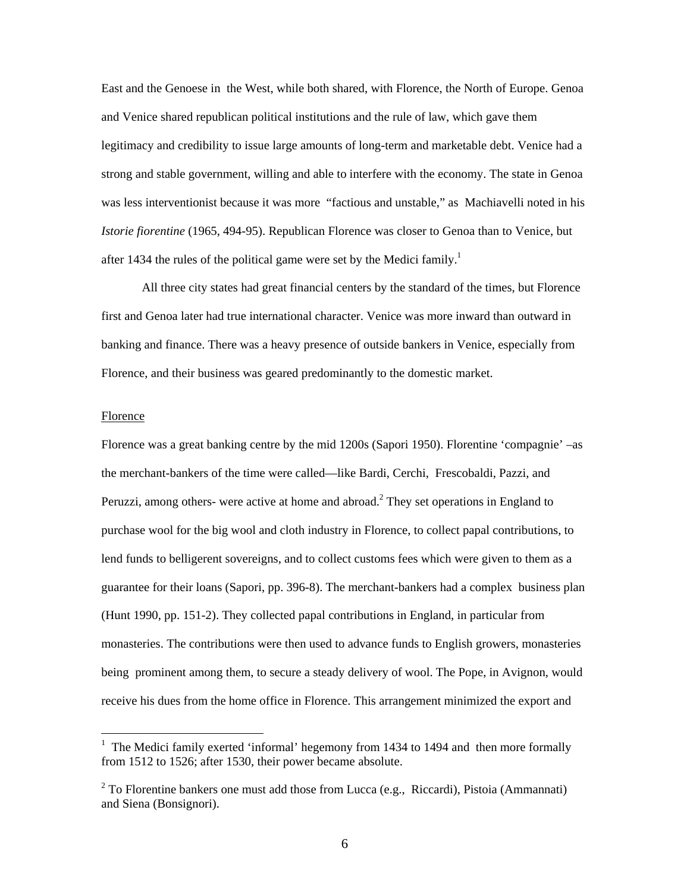East and the Genoese in the West, while both shared, with Florence, the North of Europe. Genoa and Venice shared republican political institutions and the rule of law, which gave them legitimacy and credibility to issue large amounts of long-term and marketable debt. Venice had a strong and stable government, willing and able to interfere with the economy. The state in Genoa was less interventionist because it was more "factious and unstable," as Machiavelli noted in his *Istorie fiorentine* (1965, 494-95). Republican Florence was closer to Genoa than to Venice, but after 1434 the rules of the political game were set by the Medici family.[1]

All three city states had great financial centers by the standard of the times, but Florence first and Genoa later had true international character. Venice was more inward than outward in banking and finance. There was a heavy presence of outside bankers in Venice, especially from Florence, and their business was geared predominantly to the domestic market.

## Florence

Florence was a great banking centre by the mid 1200s (Sapori 1950). Florentine 'compagnie' –as the merchant-bankers of the time were called—like Bardi, Cerchi, Frescobaldi, Pazzi, and Peruzzi, among others- were active at home and abroad.[2] They set operations in England to purchase wool for the big wool and cloth industry in Florence, to collect papal contributions, to lend funds to belligerent sovereigns, and to collect customs fees which were given to them as a guarantee for their loans (Sapori, pp. 396-8). The merchant-bankers had a complex business plan (Hunt 1990, pp. 151-2). They collected papal contributions in England, in particular from monasteries. The contributions were then used to advance funds to English growers, monasteries being prominent among them, to secure a steady delivery of wool. The Pope, in Avignon, would receive his dues from the home office in Florence. This arrangement minimized the export and

---

[1] The Medici family exerted 'informal' hegemony from 1434 to 1494 and then more formally from 1512 to 1526; after 1530, their power became absolute.

[2] To Florentine bankers one must add those from Lucca (e.g., Riccardi), Pistoia (Ammannati) and Siena (Bonsignori).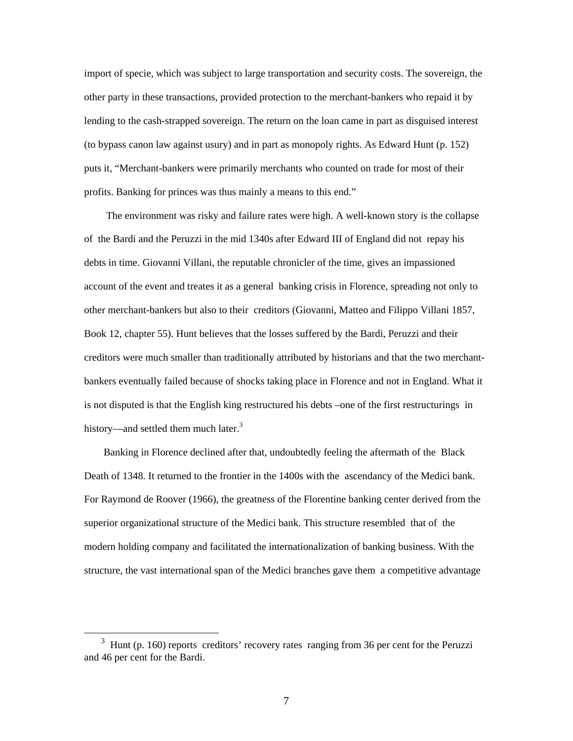import of specie, which was subject to large transportation and security costs. The sovereign, the other party in these transactions, provided protection to the merchant-bankers who repaid it by lending to the cash-strapped sovereign. The return on the loan came in part as disguised interest (to bypass canon law against usury) and in part as monopoly rights. As Edward Hunt (p. 152) puts it, "Merchant-bankers were primarily merchants who counted on trade for most of their profits. Banking for princes was thus mainly a means to this end."

The environment was risky and failure rates were high. A well-known story is the collapse of the Bardi and the Peruzzi in the mid 1340s after Edward III of England did not repay his debts in time. Giovanni Villani, the reputable chronicler of the time, gives an impassioned account of the event and treates it as a general banking crisis in Florence, spreading not only to other merchant-bankers but also to their creditors (Giovanni, Matteo and Filippo Villani 1857, Book 12, chapter 55). Hunt believes that the losses suffered by the Bardi, Peruzzi and their creditors were much smaller than traditionally attributed by historians and that the two merchant-bankers eventually failed because of shocks taking place in Florence and not in England. What it is not disputed is that the English king restructured his debts –one of the first restructurings in history—and settled them much later.[3]

Banking in Florence declined after that, undoubtedly feeling the aftermath of the Black Death of 1348. It returned to the frontier in the 1400s with the ascendancy of the Medici bank. For Raymond de Roover (1966), the greatness of the Florentine banking center derived from the superior organizational structure of the Medici bank. This structure resembled that of the modern holding company and facilitated the internationalization of banking business. With the structure, the vast international span of the Medici branches gave them a competitive advantage

[3] Hunt (p. 160) reports creditors' recovery rates ranging from 36 per cent for the Peruzzi and 46 per cent for the Bardi.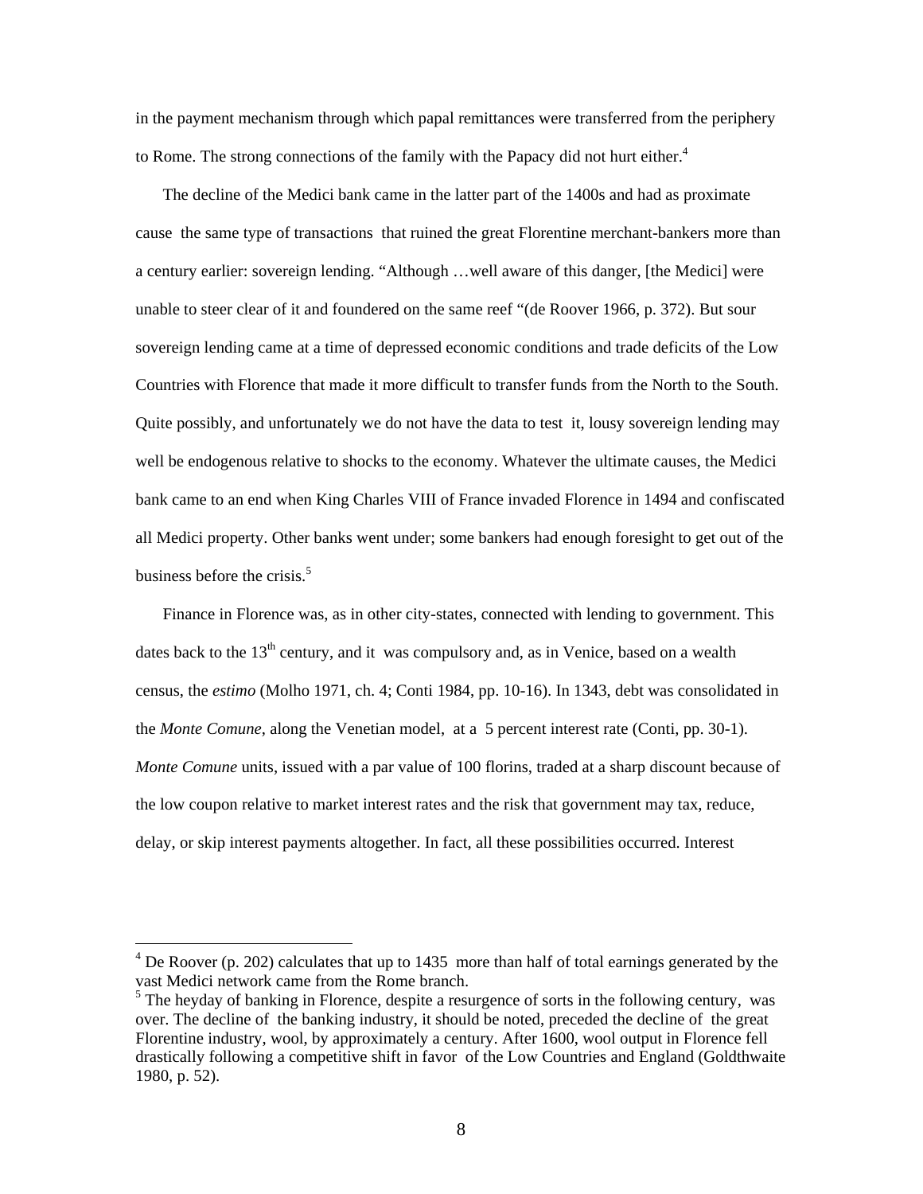in the payment mechanism through which papal remittances were transferred from the periphery to Rome. The strong connections of the family with the Papacy did not hurt either.[4]

The decline of the Medici bank came in the latter part of the 1400s and had as proximate cause the same type of transactions that ruined the great Florentine merchant-bankers more than a century earlier: sovereign lending. "Although …well aware of this danger, [the Medici] were unable to steer clear of it and foundered on the same reef "(de Roover 1966, p. 372). But sour sovereign lending came at a time of depressed economic conditions and trade deficits of the Low Countries with Florence that made it more difficult to transfer funds from the North to the South. Quite possibly, and unfortunately we do not have the data to test it, lousy sovereign lending may well be endogenous relative to shocks to the economy. Whatever the ultimate causes, the Medici bank came to an end when King Charles VIII of France invaded Florence in 1494 and confiscated all Medici property. Other banks went under; some bankers had enough foresight to get out of the business before the crisis.[5]

Finance in Florence was, as in other city-states, connected with lending to government. This dates back to the 13th century, and it was compulsory and, as in Venice, based on a wealth census, the *estimo* (Molho 1971, ch. 4; Conti 1984, pp. 10-16). In 1343, debt was consolidated in the *Monte Comune*, along the Venetian model, at a 5 percent interest rate (Conti, pp. 30-1). *Monte Comune* units, issued with a par value of 100 florins, traded at a sharp discount because of the low coupon relative to market interest rates and the risk that government may tax, reduce, delay, or skip interest payments altogether. In fact, all these possibilities occurred. Interest

---

[4] De Roover (p. 202) calculates that up to 1435 more than half of total earnings generated by the vast Medici network came from the Rome branch.

[5] The heyday of banking in Florence, despite a resurgence of sorts in the following century, was over. The decline of the banking industry, it should be noted, preceded the decline of the great Florentine industry, wool, by approximately a century. After 1600, wool output in Florence fell drastically following a competitive shift in favor of the Low Countries and England (Goldthwaite 1980, p. 52).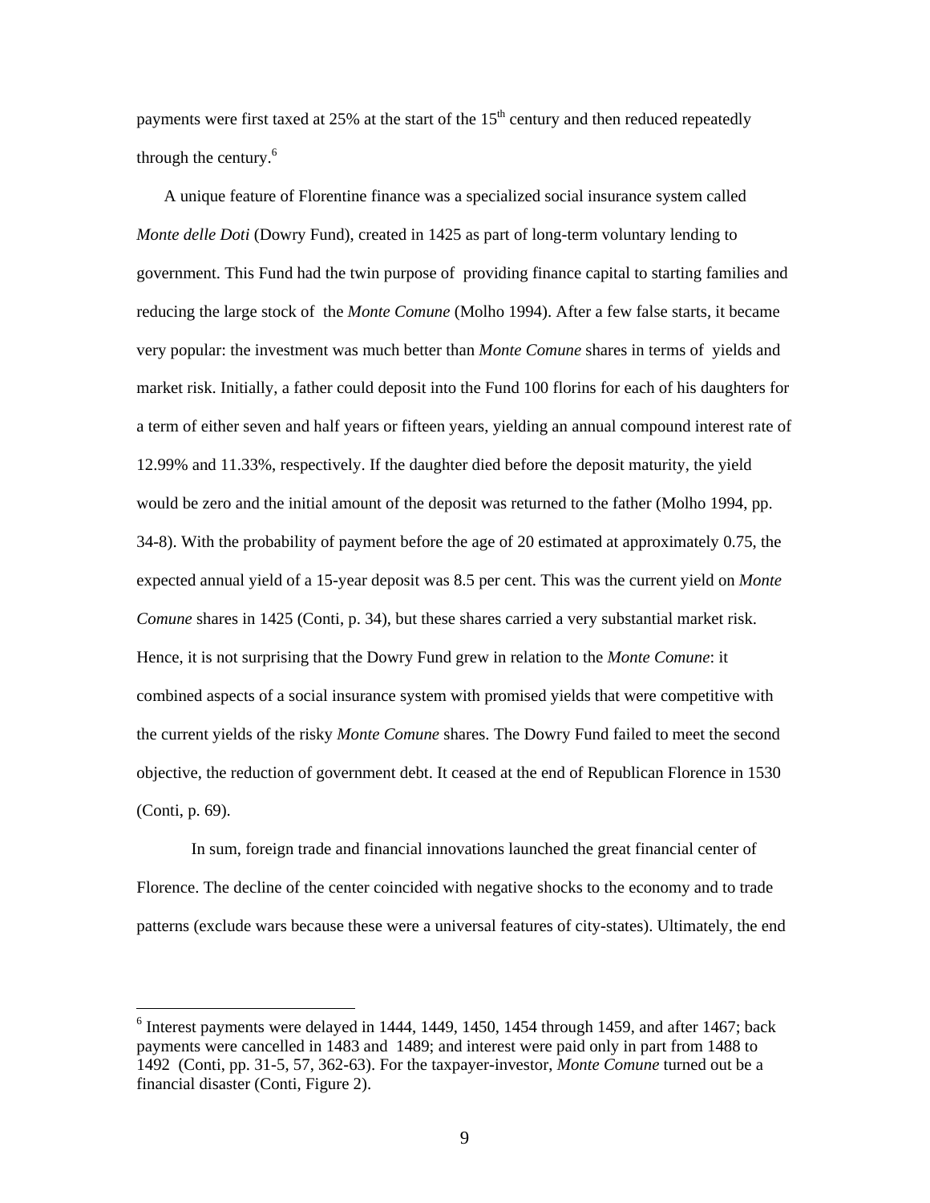payments were first taxed at 25% at the start of the 15th century and then reduced repeatedly through the century.[6]

A unique feature of Florentine finance was a specialized social insurance system called *Monte delle Doti* (Dowry Fund), created in 1425 as part of long-term voluntary lending to government. This Fund had the twin purpose of providing finance capital to starting families and reducing the large stock of the *Monte Comune* (Molho 1994). After a few false starts, it became very popular: the investment was much better than *Monte Comune* shares in terms of yields and market risk. Initially, a father could deposit into the Fund 100 florins for each of his daughters for a term of either seven and half years or fifteen years, yielding an annual compound interest rate of 12.99% and 11.33%, respectively. If the daughter died before the deposit maturity, the yield would be zero and the initial amount of the deposit was returned to the father (Molho 1994, pp. 34-8). With the probability of payment before the age of 20 estimated at approximately 0.75, the expected annual yield of a 15-year deposit was 8.5 per cent. This was the current yield on *Monte Comune* shares in 1425 (Conti, p. 34), but these shares carried a very substantial market risk. Hence, it is not surprising that the Dowry Fund grew in relation to the *Monte Comune*: it combined aspects of a social insurance system with promised yields that were competitive with the current yields of the risky *Monte Comune* shares. The Dowry Fund failed to meet the second objective, the reduction of government debt. It ceased at the end of Republican Florence in 1530 (Conti, p. 69).

In sum, foreign trade and financial innovations launched the great financial center of Florence. The decline of the center coincided with negative shocks to the economy and to trade patterns (exclude wars because these were a universal features of city-states). Ultimately, the end

[6] Interest payments were delayed in 1444, 1449, 1450, 1454 through 1459, and after 1467; back payments were cancelled in 1483 and 1489; and interest were paid only in part from 1488 to 1492 (Conti, pp. 31-5, 57, 362-63). For the taxpayer-investor, *Monte Comune* turned out be a financial disaster (Conti, Figure 2).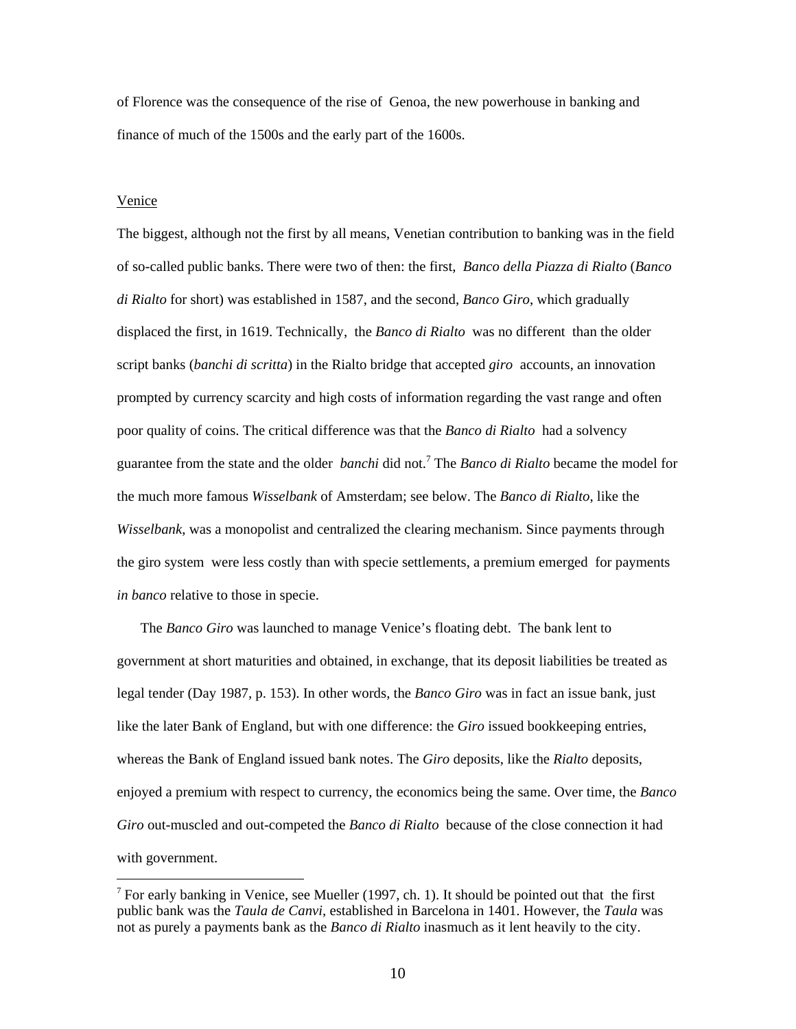of Florence was the consequence of the rise of Genoa, the new powerhouse in banking and finance of much of the 1500s and the early part of the 1600s.

## Venice

The biggest, although not the first by all means, Venetian contribution to banking was in the field of so-called public banks. There were two of then: the first, *Banco della Piazza di Rialto* (*Banco di Rialto* for short) was established in 1587, and the second, *Banco Giro*, which gradually displaced the first, in 1619. Technically, the *Banco di Rialto* was no different than the older script banks (*banchi di scritta*) in the Rialto bridge that accepted *giro* accounts, an innovation prompted by currency scarcity and high costs of information regarding the vast range and often poor quality of coins. The critical difference was that the *Banco di Rialto* had a solvency guarantee from the state and the older *banchi* did not.[7] The *Banco di Rialto* became the model for the much more famous *Wisselbank* of Amsterdam; see below. The *Banco di Rialto*, like the *Wisselbank*, was a monopolist and centralized the clearing mechanism. Since payments through the giro system were less costly than with specie settlements, a premium emerged for payments *in banco* relative to those in specie.

The *Banco Giro* was launched to manage Venice's floating debt. The bank lent to government at short maturities and obtained, in exchange, that its deposit liabilities be treated as legal tender (Day 1987, p. 153). In other words, the *Banco Giro* was in fact an issue bank, just like the later Bank of England, but with one difference: the *Giro* issued bookkeeping entries, whereas the Bank of England issued bank notes. The *Giro* deposits, like the *Rialto* deposits, enjoyed a premium with respect to currency, the economics being the same. Over time, the *Banco Giro* out-muscled and out-competed the *Banco di Rialto* because of the close connection it had with government.

---

[7] For early banking in Venice, see Mueller (1997, ch. 1). It should be pointed out that the first public bank was the *Taula de Canvi*, established in Barcelona in 1401. However, the *Taula* was not as purely a payments bank as the *Banco di Rialto* inasmuch as it lent heavily to the city.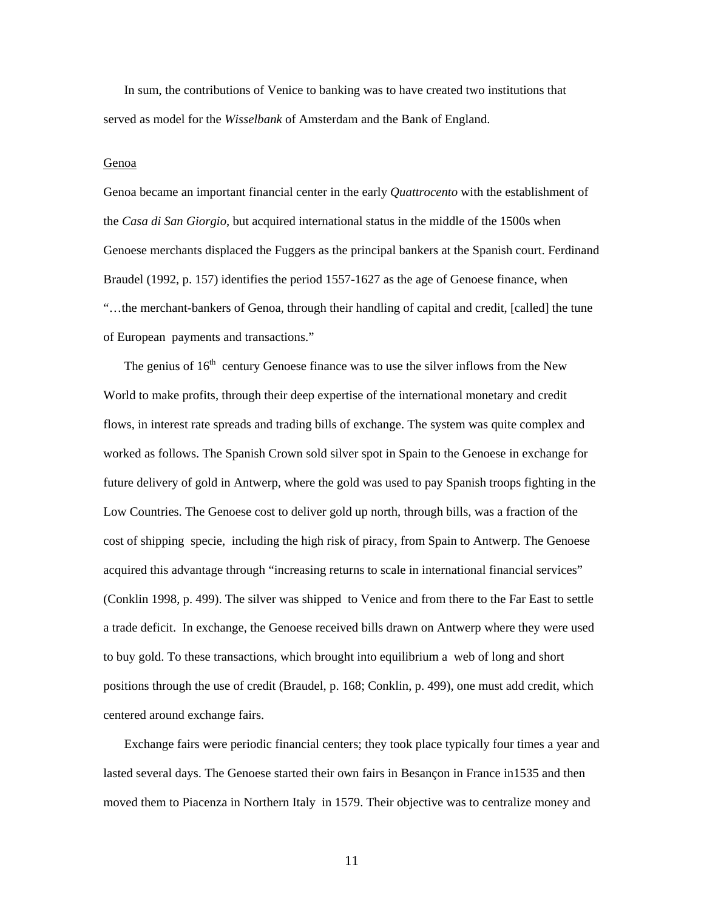In sum, the contributions of Venice to banking was to have created two institutions that served as model for the *Wisselbank* of Amsterdam and the Bank of England.

Genoa

Genoa became an important financial center in the early *Quattrocento* with the establishment of the *Casa di San Giorgio*, but acquired international status in the middle of the 1500s when Genoese merchants displaced the Fuggers as the principal bankers at the Spanish court. Ferdinand Braudel (1992, p. 157) identifies the period 1557-1627 as the age of Genoese finance, when "…the merchant-bankers of Genoa, through their handling of capital and credit, [called] the tune of European payments and transactions."

The genius of 16th century Genoese finance was to use the silver inflows from the New World to make profits, through their deep expertise of the international monetary and credit flows, in interest rate spreads and trading bills of exchange. The system was quite complex and worked as follows. The Spanish Crown sold silver spot in Spain to the Genoese in exchange for future delivery of gold in Antwerp, where the gold was used to pay Spanish troops fighting in the Low Countries. The Genoese cost to deliver gold up north, through bills, was a fraction of the cost of shipping specie, including the high risk of piracy, from Spain to Antwerp. The Genoese acquired this advantage through "increasing returns to scale in international financial services" (Conklin 1998, p. 499). The silver was shipped to Venice and from there to the Far East to settle a trade deficit. In exchange, the Genoese received bills drawn on Antwerp where they were used to buy gold. To these transactions, which brought into equilibrium a web of long and short positions through the use of credit (Braudel, p. 168; Conklin, p. 499), one must add credit, which centered around exchange fairs.

Exchange fairs were periodic financial centers; they took place typically four times a year and lasted several days. The Genoese started their own fairs in Besançon in France in1535 and then moved them to Piacenza in Northern Italy in 1579. Their objective was to centralize money and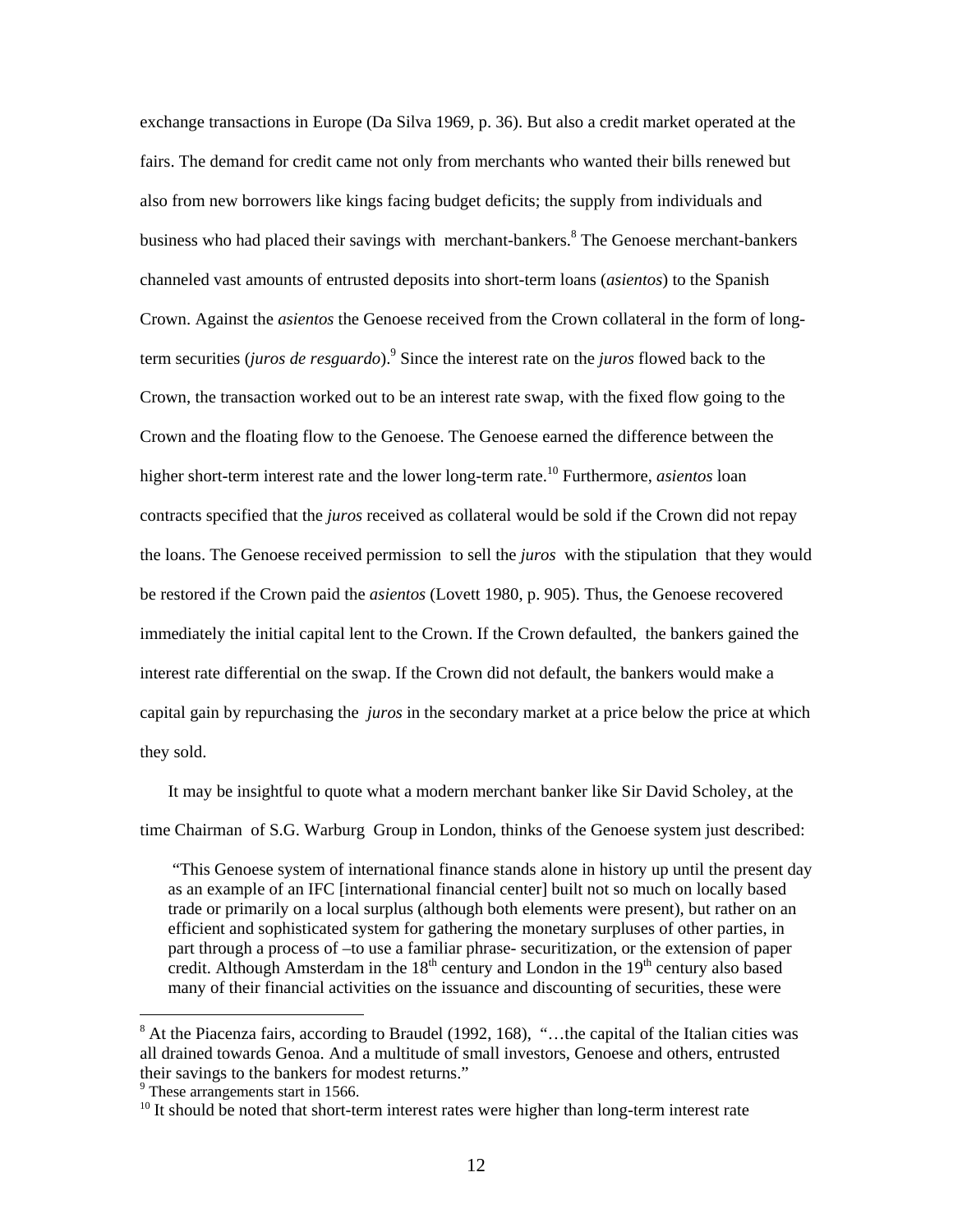exchange transactions in Europe (Da Silva 1969, p. 36). But also a credit market operated at the fairs. The demand for credit came not only from merchants who wanted their bills renewed but also from new borrowers like kings facing budget deficits; the supply from individuals and business who had placed their savings with merchant-bankers.[8] The Genoese merchant-bankers channeled vast amounts of entrusted deposits into short-term loans (*asientos*) to the Spanish Crown. Against the *asientos* the Genoese received from the Crown collateral in the form of long-term securities (*juros de resguardo*).[9] Since the interest rate on the *juros* flowed back to the Crown, the transaction worked out to be an interest rate swap, with the fixed flow going to the Crown and the floating flow to the Genoese. The Genoese earned the difference between the higher short-term interest rate and the lower long-term rate.[10] Furthermore, *asientos* loan contracts specified that the *juros* received as collateral would be sold if the Crown did not repay the loans. The Genoese received permission to sell the *juros* with the stipulation that they would be restored if the Crown paid the *asientos* (Lovett 1980, p. 905). Thus, the Genoese recovered immediately the initial capital lent to the Crown. If the Crown defaulted, the bankers gained the interest rate differential on the swap. If the Crown did not default, the bankers would make a capital gain by repurchasing the *juros* in the secondary market at a price below the price at which they sold.

It may be insightful to quote what a modern merchant banker like Sir David Scholey, at the time Chairman of S.G. Warburg Group in London, thinks of the Genoese system just described:

> "This Genoese system of international finance stands alone in history up until the present day as an example of an IFC [international financial center] built not so much on locally based trade or primarily on a local surplus (although both elements were present), but rather on an efficient and sophisticated system for gathering the monetary surpluses of other parties, in part through a process of –to use a familiar phrase- securitization, or the extension of paper credit. Although Amsterdam in the 18th century and London in the 19th century also based many of their financial activities on the issuance and discounting of securities, these were

---

[8] At the Piacenza fairs, according to Braudel (1992, 168), "…the capital of the Italian cities was all drained towards Genoa. And a multitude of small investors, Genoese and others, entrusted their savings to the bankers for modest returns."

[9] These arrangements start in 1566.

[10] It should be noted that short-term interest rates were higher than long-term interest rate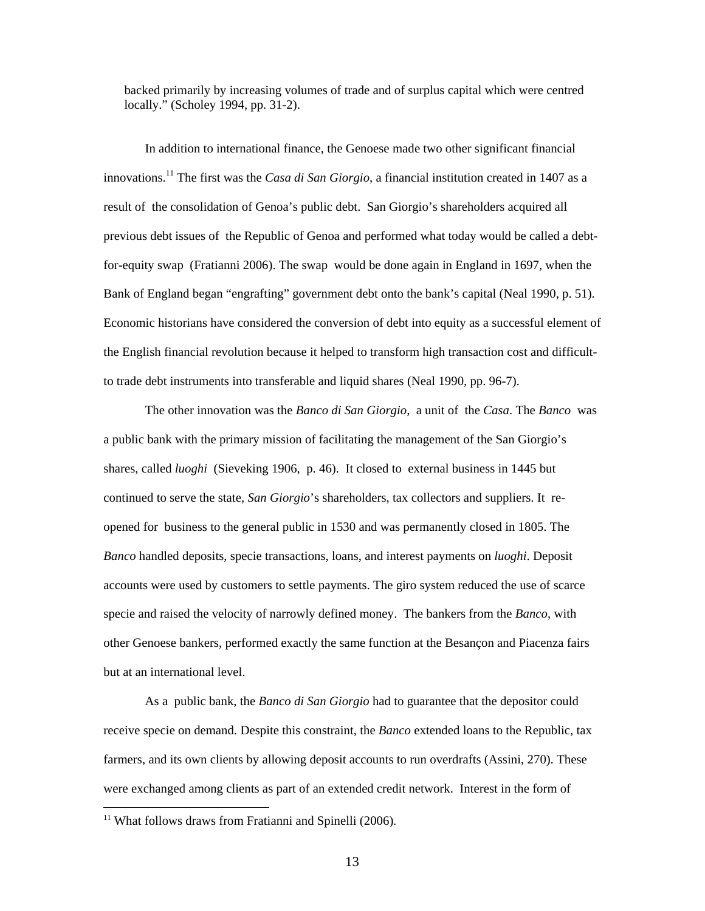backed primarily by increasing volumes of trade and of surplus capital which were centred locally." (Scholey 1994, pp. 31-2).

In addition to international finance, the Genoese made two other significant financial innovations.[11] The first was the *Casa di San Giorgio*, a financial institution created in 1407 as a result of the consolidation of Genoa's public debt. San Giorgio's shareholders acquired all previous debt issues of the Republic of Genoa and performed what today would be called a debt-for-equity swap (Fratianni 2006). The swap would be done again in England in 1697, when the Bank of England began "engrafting" government debt onto the bank's capital (Neal 1990, p. 51). Economic historians have considered the conversion of debt into equity as a successful element of the English financial revolution because it helped to transform high transaction cost and difficult-to trade debt instruments into transferable and liquid shares (Neal 1990, pp. 96-7).

The other innovation was the *Banco di San Giorgio*, a unit of the *Casa*. The *Banco* was a public bank with the primary mission of facilitating the management of the San Giorgio's shares, called *luoghi* (Sieveking 1906, p. 46). It closed to external business in 1445 but continued to serve the state, *San Giorgio*'s shareholders, tax collectors and suppliers. It re-opened for business to the general public in 1530 and was permanently closed in 1805. The *Banco* handled deposits, specie transactions, loans, and interest payments on *luoghi*. Deposit accounts were used by customers to settle payments. The giro system reduced the use of scarce specie and raised the velocity of narrowly defined money. The bankers from the *Banco*, with other Genoese bankers, performed exactly the same function at the Besançon and Piacenza fairs but at an international level.

As a public bank, the *Banco di San Giorgio* had to guarantee that the depositor could receive specie on demand. Despite this constraint, the *Banco* extended loans to the Republic, tax farmers, and its own clients by allowing deposit accounts to run overdrafts (Assini, 270). These were exchanged among clients as part of an extended credit network. Interest in the form of

[11] What follows draws from Fratianni and Spinelli (2006).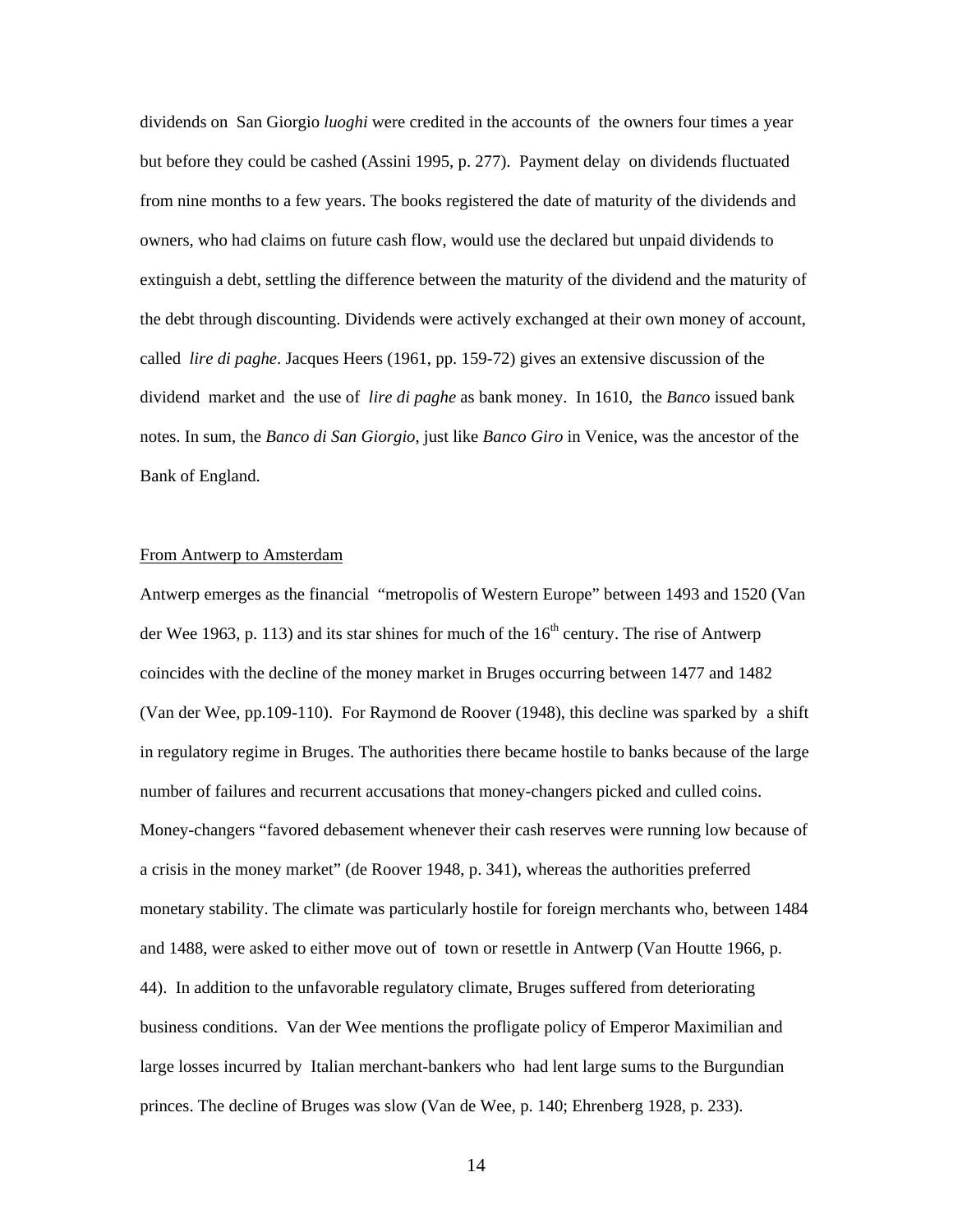dividends on San Giorgio *luoghi* were credited in the accounts of the owners four times a year but before they could be cashed (Assini 1995, p. 277). Payment delay on dividends fluctuated from nine months to a few years. The books registered the date of maturity of the dividends and owners, who had claims on future cash flow, would use the declared but unpaid dividends to extinguish a debt, settling the difference between the maturity of the dividend and the maturity of the debt through discounting. Dividends were actively exchanged at their own money of account, called *lire di paghe*. Jacques Heers (1961, pp. 159-72) gives an extensive discussion of the dividend market and the use of *lire di paghe* as bank money. In 1610, the *Banco* issued bank notes. In sum, the *Banco di San Giorgio,* just like *Banco Giro* in Venice, was the ancestor of the Bank of England.

From Antwerp to Amsterdam

Antwerp emerges as the financial "metropolis of Western Europe" between 1493 and 1520 (Van der Wee 1963, p. 113) and its star shines for much of the 16th century. The rise of Antwerp coincides with the decline of the money market in Bruges occurring between 1477 and 1482 (Van der Wee, pp.109-110). For Raymond de Roover (1948), this decline was sparked by a shift in regulatory regime in Bruges. The authorities there became hostile to banks because of the large number of failures and recurrent accusations that money-changers picked and culled coins. Money-changers "favored debasement whenever their cash reserves were running low because of a crisis in the money market" (de Roover 1948, p. 341), whereas the authorities preferred monetary stability. The climate was particularly hostile for foreign merchants who, between 1484 and 1488, were asked to either move out of town or resettle in Antwerp (Van Houtte 1966, p. 44). In addition to the unfavorable regulatory climate, Bruges suffered from deteriorating business conditions. Van der Wee mentions the profligate policy of Emperor Maximilian and large losses incurred by Italian merchant-bankers who had lent large sums to the Burgundian princes. The decline of Bruges was slow (Van de Wee, p. 140; Ehrenberg 1928, p. 233).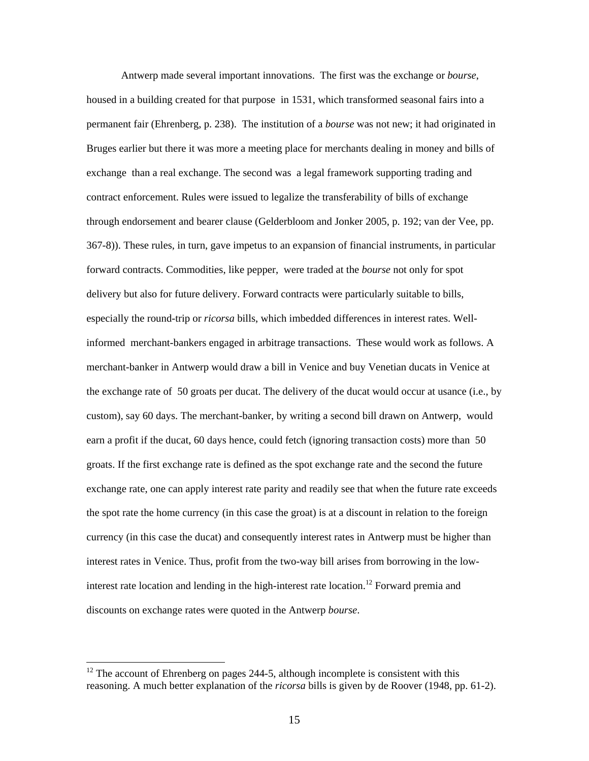Antwerp made several important innovations. The first was the exchange or *bourse*, housed in a building created for that purpose in 1531, which transformed seasonal fairs into a permanent fair (Ehrenberg, p. 238). The institution of a *bourse* was not new; it had originated in Bruges earlier but there it was more a meeting place for merchants dealing in money and bills of exchange than a real exchange. The second was a legal framework supporting trading and contract enforcement. Rules were issued to legalize the transferability of bills of exchange through endorsement and bearer clause (Gelderbloom and Jonker 2005, p. 192; van der Vee, pp. 367-8)). These rules, in turn, gave impetus to an expansion of financial instruments, in particular forward contracts. Commodities, like pepper, were traded at the *bourse* not only for spot delivery but also for future delivery. Forward contracts were particularly suitable to bills, especially the round-trip or *ricorsa* bills, which imbedded differences in interest rates. Well-informed merchant-bankers engaged in arbitrage transactions. These would work as follows. A merchant-banker in Antwerp would draw a bill in Venice and buy Venetian ducats in Venice at the exchange rate of 50 groats per ducat. The delivery of the ducat would occur at usance (i.e., by custom), say 60 days. The merchant-banker, by writing a second bill drawn on Antwerp, would earn a profit if the ducat, 60 days hence, could fetch (ignoring transaction costs) more than 50 groats. If the first exchange rate is defined as the spot exchange rate and the second the future exchange rate, one can apply interest rate parity and readily see that when the future rate exceeds the spot rate the home currency (in this case the groat) is at a discount in relation to the foreign currency (in this case the ducat) and consequently interest rates in Antwerp must be higher than interest rates in Venice. Thus, profit from the two-way bill arises from borrowing in the low-interest rate location and lending in the high-interest rate location.[12] Forward premia and discounts on exchange rates were quoted in the Antwerp *bourse*.

---

[12] The account of Ehrenberg on pages 244-5, although incomplete is consistent with this reasoning. A much better explanation of the *ricorsa* bills is given by de Roover (1948, pp. 61-2).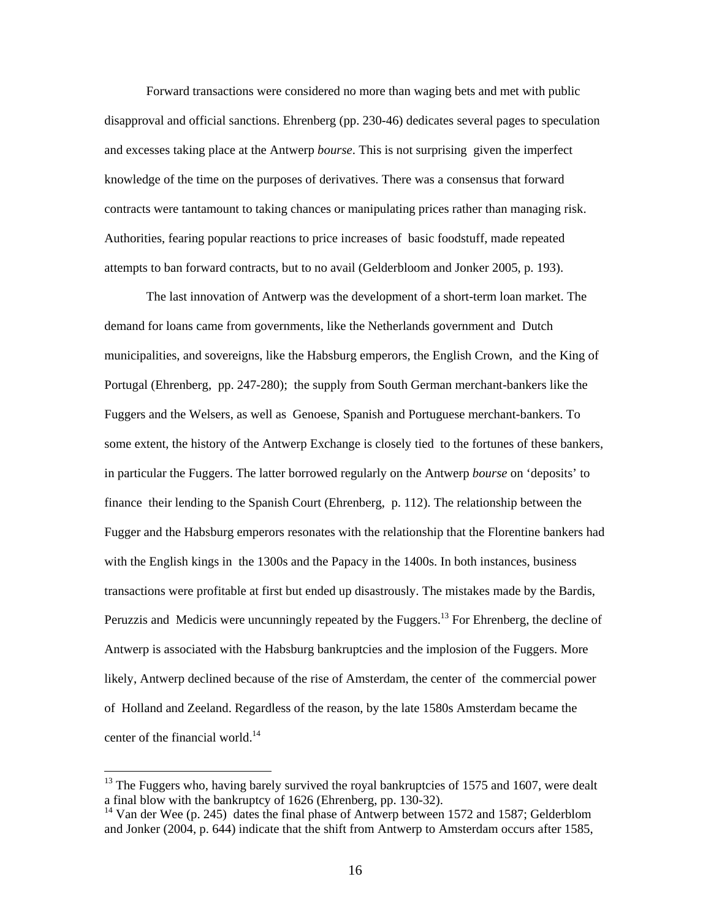Forward transactions were considered no more than waging bets and met with public disapproval and official sanctions. Ehrenberg (pp. 230-46) dedicates several pages to speculation and excesses taking place at the Antwerp *bourse*. This is not surprising given the imperfect knowledge of the time on the purposes of derivatives. There was a consensus that forward contracts were tantamount to taking chances or manipulating prices rather than managing risk. Authorities, fearing popular reactions to price increases of basic foodstuff, made repeated attempts to ban forward contracts, but to no avail (Gelderbloom and Jonker 2005, p. 193).

The last innovation of Antwerp was the development of a short-term loan market. The demand for loans came from governments, like the Netherlands government and Dutch municipalities, and sovereigns, like the Habsburg emperors, the English Crown, and the King of Portugal (Ehrenberg, pp. 247-280); the supply from South German merchant-bankers like the Fuggers and the Welsers, as well as Genoese, Spanish and Portuguese merchant-bankers. To some extent, the history of the Antwerp Exchange is closely tied to the fortunes of these bankers, in particular the Fuggers. The latter borrowed regularly on the Antwerp *bourse* on 'deposits' to finance their lending to the Spanish Court (Ehrenberg, p. 112). The relationship between the Fugger and the Habsburg emperors resonates with the relationship that the Florentine bankers had with the English kings in the 1300s and the Papacy in the 1400s. In both instances, business transactions were profitable at first but ended up disastrously. The mistakes made by the Bardis, Peruzzis and Medicis were uncunningly repeated by the Fuggers.[13] For Ehrenberg, the decline of Antwerp is associated with the Habsburg bankruptcies and the implosion of the Fuggers. More likely, Antwerp declined because of the rise of Amsterdam, the center of the commercial power of Holland and Zeeland. Regardless of the reason, by the late 1580s Amsterdam became the center of the financial world.[14]

---

[13] The Fuggers who, having barely survived the royal bankruptcies of 1575 and 1607, were dealt a final blow with the bankruptcy of 1626 (Ehrenberg, pp. 130-32).

[14] Van der Wee (p. 245) dates the final phase of Antwerp between 1572 and 1587; Gelderblom and Jonker (2004, p. 644) indicate that the shift from Antwerp to Amsterdam occurs after 1585,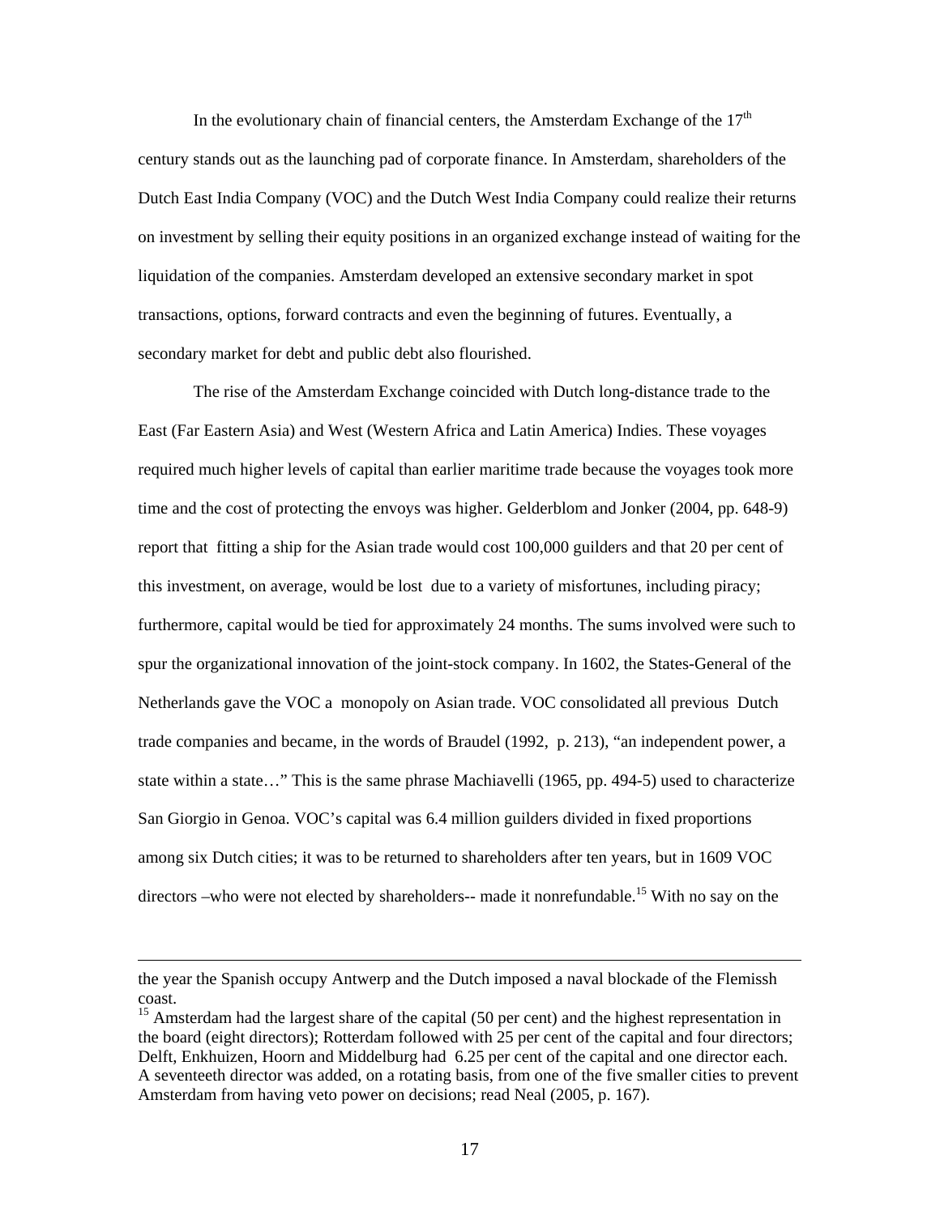In the evolutionary chain of financial centers, the Amsterdam Exchange of the 17th century stands out as the launching pad of corporate finance. In Amsterdam, shareholders of the Dutch East India Company (VOC) and the Dutch West India Company could realize their returns on investment by selling their equity positions in an organized exchange instead of waiting for the liquidation of the companies. Amsterdam developed an extensive secondary market in spot transactions, options, forward contracts and even the beginning of futures. Eventually, a secondary market for debt and public debt also flourished.

The rise of the Amsterdam Exchange coincided with Dutch long-distance trade to the East (Far Eastern Asia) and West (Western Africa and Latin America) Indies. These voyages required much higher levels of capital than earlier maritime trade because the voyages took more time and the cost of protecting the envoys was higher. Gelderblom and Jonker (2004, pp. 648-9) report that fitting a ship for the Asian trade would cost 100,000 guilders and that 20 per cent of this investment, on average, would be lost due to a variety of misfortunes, including piracy; furthermore, capital would be tied for approximately 24 months. The sums involved were such to spur the organizational innovation of the joint-stock company. In 1602, the States-General of the Netherlands gave the VOC a monopoly on Asian trade. VOC consolidated all previous Dutch trade companies and became, in the words of Braudel (1992, p. 213), "an independent power, a state within a state…" This is the same phrase Machiavelli (1965, pp. 494-5) used to characterize San Giorgio in Genoa. VOC's capital was 6.4 million guilders divided in fixed proportions among six Dutch cities; it was to be returned to shareholders after ten years, but in 1609 VOC directors –who were not elected by shareholders-- made it nonrefundable.[15] With no say on the

---

the year the Spanish occupy Antwerp and the Dutch imposed a naval blockade of the Flemissh coast.

[15] Amsterdam had the largest share of the capital (50 per cent) and the highest representation in the board (eight directors); Rotterdam followed with 25 per cent of the capital and four directors; Delft, Enkhuizen, Hoorn and Middelburg had 6.25 per cent of the capital and one director each. A seventeeth director was added, on a rotating basis, from one of the five smaller cities to prevent Amsterdam from having veto power on decisions; read Neal (2005, p. 167).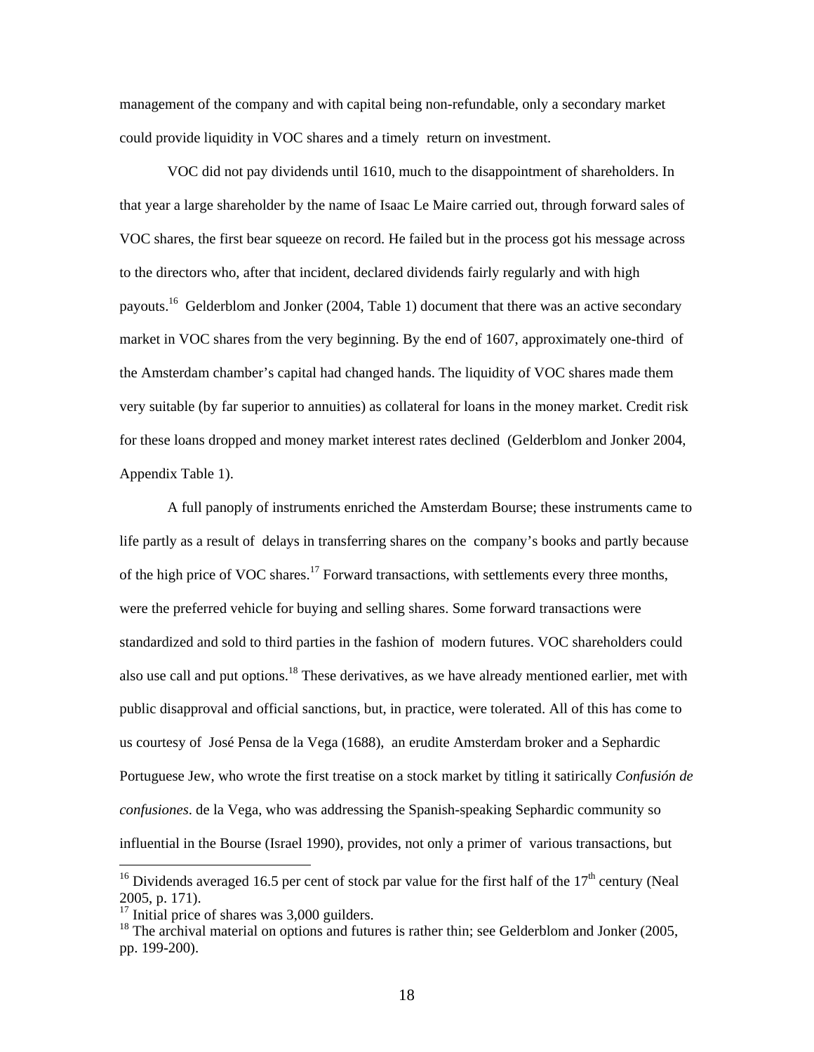management of the company and with capital being non-refundable, only a secondary market could provide liquidity in VOC shares and a timely return on investment.

VOC did not pay dividends until 1610, much to the disappointment of shareholders. In that year a large shareholder by the name of Isaac Le Maire carried out, through forward sales of VOC shares, the first bear squeeze on record. He failed but in the process got his message across to the directors who, after that incident, declared dividends fairly regularly and with high payouts.[16] Gelderblom and Jonker (2004, Table 1) document that there was an active secondary market in VOC shares from the very beginning. By the end of 1607, approximately one-third of the Amsterdam chamber's capital had changed hands. The liquidity of VOC shares made them very suitable (by far superior to annuities) as collateral for loans in the money market. Credit risk for these loans dropped and money market interest rates declined (Gelderblom and Jonker 2004, Appendix Table 1).

A full panoply of instruments enriched the Amsterdam Bourse; these instruments came to life partly as a result of delays in transferring shares on the company's books and partly because of the high price of VOC shares.[17] Forward transactions, with settlements every three months, were the preferred vehicle for buying and selling shares. Some forward transactions were standardized and sold to third parties in the fashion of modern futures. VOC shareholders could also use call and put options.[18] These derivatives, as we have already mentioned earlier, met with public disapproval and official sanctions, but, in practice, were tolerated. All of this has come to us courtesy of José Pensa de la Vega (1688), an erudite Amsterdam broker and a Sephardic Portuguese Jew, who wrote the first treatise on a stock market by titling it satirically *Confusión de confusiones*. de la Vega, who was addressing the Spanish-speaking Sephardic community so influential in the Bourse (Israel 1990), provides, not only a primer of various transactions, but

---

[16] Dividends averaged 16.5 per cent of stock par value for the first half of the 17th century (Neal 2005, p. 171).

[17] Initial price of shares was 3,000 guilders.

[18] The archival material on options and futures is rather thin; see Gelderblom and Jonker (2005, pp. 199-200).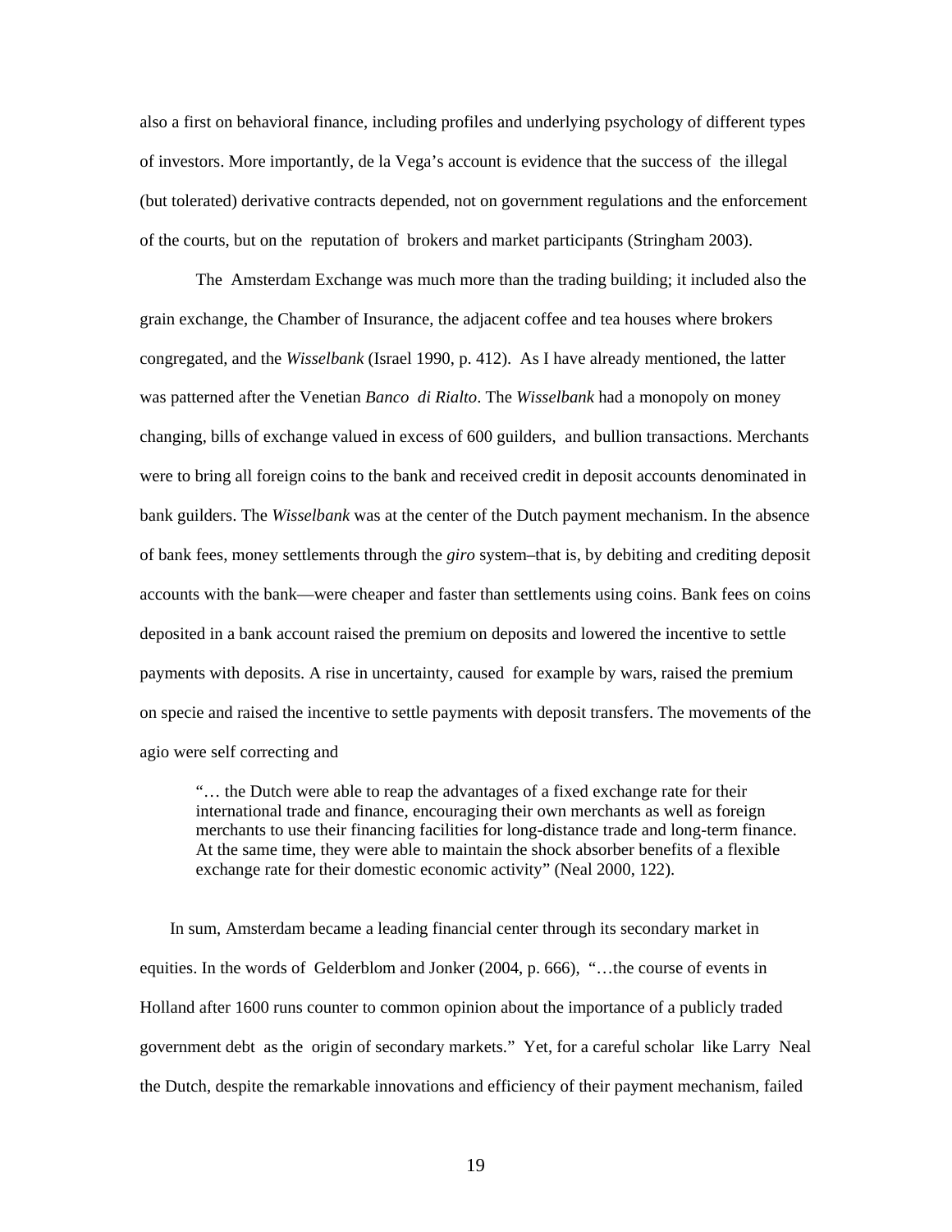also a first on behavioral finance, including profiles and underlying psychology of different types of investors. More importantly, de la Vega's account is evidence that the success of the illegal (but tolerated) derivative contracts depended, not on government regulations and the enforcement of the courts, but on the reputation of brokers and market participants (Stringham 2003).

The Amsterdam Exchange was much more than the trading building; it included also the grain exchange, the Chamber of Insurance, the adjacent coffee and tea houses where brokers congregated, and the *Wisselbank* (Israel 1990, p. 412). As I have already mentioned, the latter was patterned after the Venetian *Banco di Rialto*. The *Wisselbank* had a monopoly on money changing, bills of exchange valued in excess of 600 guilders, and bullion transactions. Merchants were to bring all foreign coins to the bank and received credit in deposit accounts denominated in bank guilders. The *Wisselbank* was at the center of the Dutch payment mechanism. In the absence of bank fees, money settlements through the *giro* system–that is, by debiting and crediting deposit accounts with the bank—were cheaper and faster than settlements using coins. Bank fees on coins deposited in a bank account raised the premium on deposits and lowered the incentive to settle payments with deposits. A rise in uncertainty, caused for example by wars, raised the premium on specie and raised the incentive to settle payments with deposit transfers. The movements of the agio were self correcting and

> "… the Dutch were able to reap the advantages of a fixed exchange rate for their international trade and finance, encouraging their own merchants as well as foreign merchants to use their financing facilities for long-distance trade and long-term finance. At the same time, they were able to maintain the shock absorber benefits of a flexible exchange rate for their domestic economic activity" (Neal 2000, 122).

In sum, Amsterdam became a leading financial center through its secondary market in equities. In the words of Gelderblom and Jonker (2004, p. 666), "…the course of events in Holland after 1600 runs counter to common opinion about the importance of a publicly traded government debt as the origin of secondary markets." Yet, for a careful scholar like Larry Neal the Dutch, despite the remarkable innovations and efficiency of their payment mechanism, failed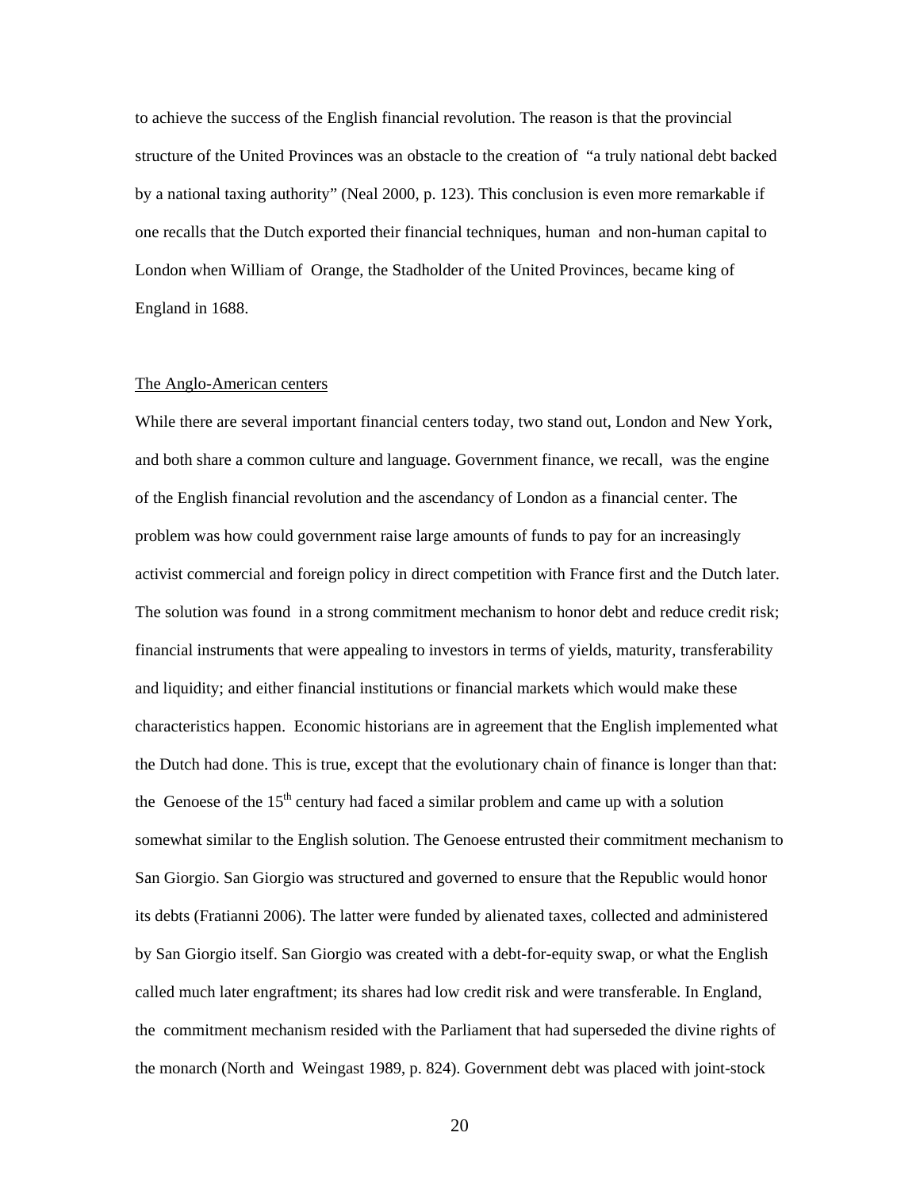to achieve the success of the English financial revolution. The reason is that the provincial structure of the United Provinces was an obstacle to the creation of "a truly national debt backed by a national taxing authority" (Neal 2000, p. 123). This conclusion is even more remarkable if one recalls that the Dutch exported their financial techniques, human and non-human capital to London when William of Orange, the Stadholder of the United Provinces, became king of England in 1688.

The Anglo-American centers

While there are several important financial centers today, two stand out, London and New York, and both share a common culture and language. Government finance, we recall, was the engine of the English financial revolution and the ascendancy of London as a financial center. The problem was how could government raise large amounts of funds to pay for an increasingly activist commercial and foreign policy in direct competition with France first and the Dutch later. The solution was found in a strong commitment mechanism to honor debt and reduce credit risk; financial instruments that were appealing to investors in terms of yields, maturity, transferability and liquidity; and either financial institutions or financial markets which would make these characteristics happen. Economic historians are in agreement that the English implemented what the Dutch had done. This is true, except that the evolutionary chain of finance is longer than that: the Genoese of the 15th century had faced a similar problem and came up with a solution somewhat similar to the English solution. The Genoese entrusted their commitment mechanism to San Giorgio. San Giorgio was structured and governed to ensure that the Republic would honor its debts (Fratianni 2006). The latter were funded by alienated taxes, collected and administered by San Giorgio itself. San Giorgio was created with a debt-for-equity swap, or what the English called much later engraftment; its shares had low credit risk and were transferable. In England, the commitment mechanism resided with the Parliament that had superseded the divine rights of the monarch (North and Weingast 1989, p. 824). Government debt was placed with joint-stock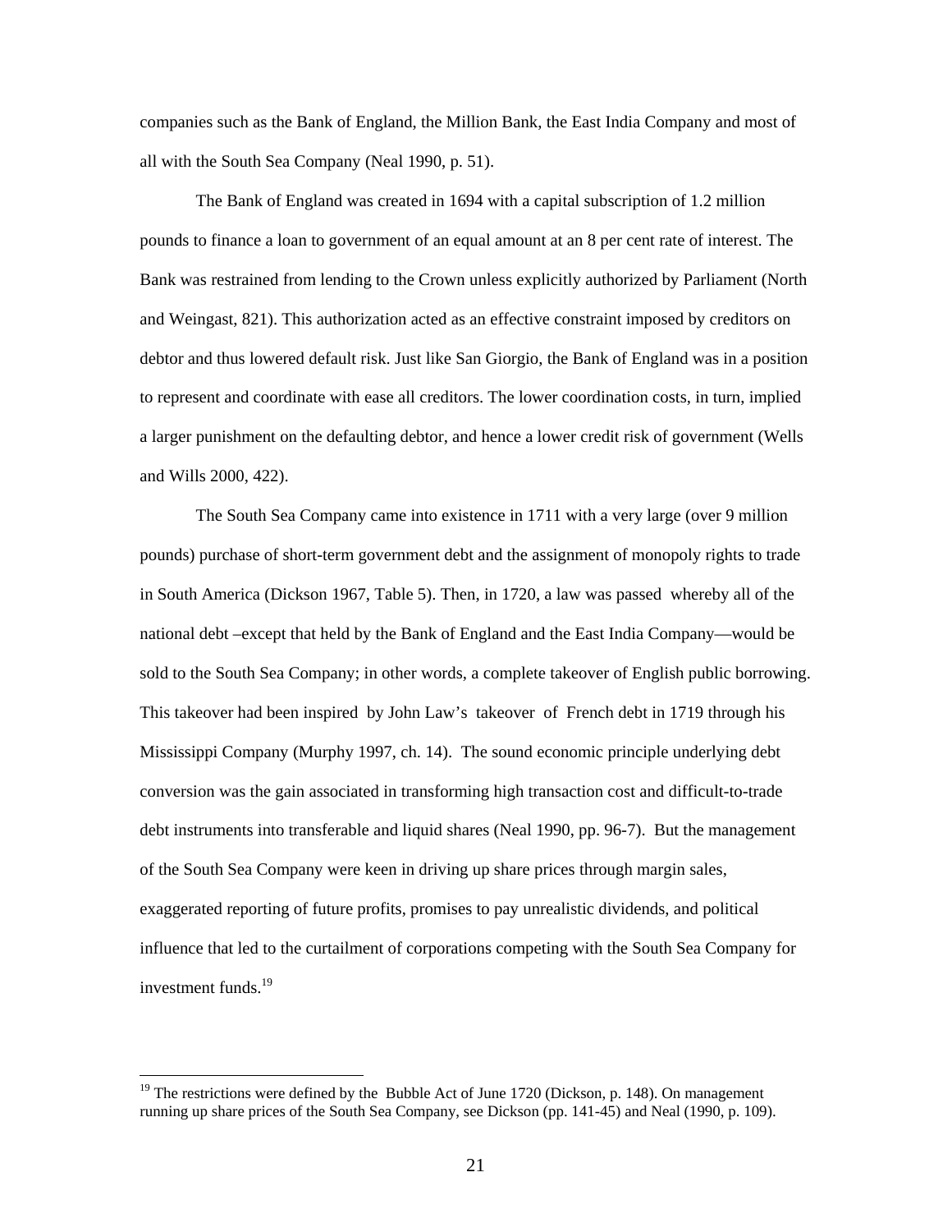companies such as the Bank of England, the Million Bank, the East India Company and most of all with the South Sea Company (Neal 1990, p. 51).

The Bank of England was created in 1694 with a capital subscription of 1.2 million pounds to finance a loan to government of an equal amount at an 8 per cent rate of interest. The Bank was restrained from lending to the Crown unless explicitly authorized by Parliament (North and Weingast, 821). This authorization acted as an effective constraint imposed by creditors on debtor and thus lowered default risk. Just like San Giorgio, the Bank of England was in a position to represent and coordinate with ease all creditors. The lower coordination costs, in turn, implied a larger punishment on the defaulting debtor, and hence a lower credit risk of government (Wells and Wills 2000, 422).

The South Sea Company came into existence in 1711 with a very large (over 9 million pounds) purchase of short-term government debt and the assignment of monopoly rights to trade in South America (Dickson 1967, Table 5). Then, in 1720, a law was passed whereby all of the national debt –except that held by the Bank of England and the East India Company—would be sold to the South Sea Company; in other words, a complete takeover of English public borrowing. This takeover had been inspired by John Law's takeover of French debt in 1719 through his Mississippi Company (Murphy 1997, ch. 14). The sound economic principle underlying debt conversion was the gain associated in transforming high transaction cost and difficult-to-trade debt instruments into transferable and liquid shares (Neal 1990, pp. 96-7). But the management of the South Sea Company were keen in driving up share prices through margin sales, exaggerated reporting of future profits, promises to pay unrealistic dividends, and political influence that led to the curtailment of corporations competing with the South Sea Company for investment funds.[19]

[19] The restrictions were defined by the Bubble Act of June 1720 (Dickson, p. 148). On management running up share prices of the South Sea Company, see Dickson (pp. 141-45) and Neal (1990, p. 109).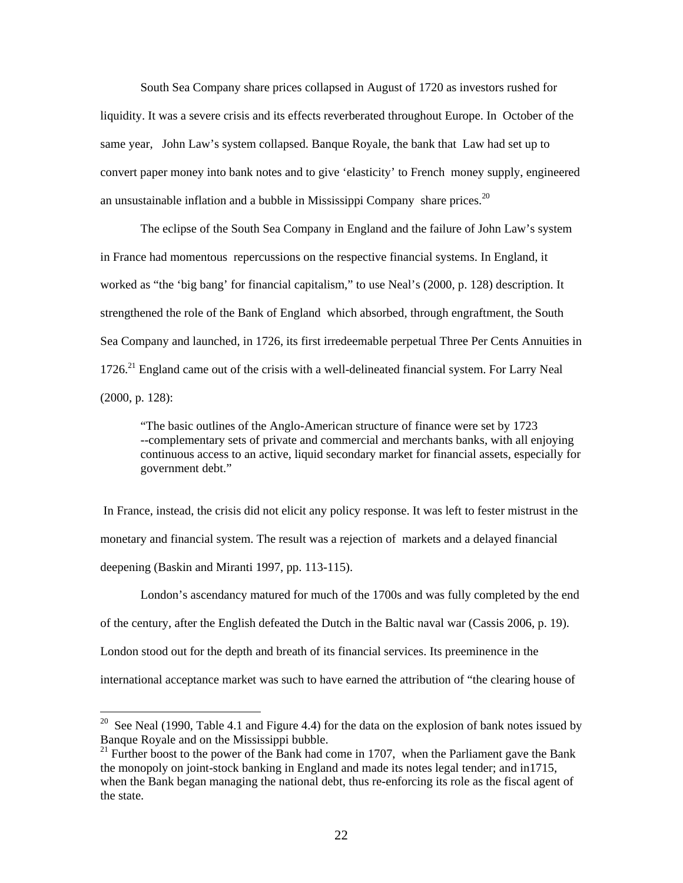South Sea Company share prices collapsed in August of 1720 as investors rushed for liquidity. It was a severe crisis and its effects reverberated throughout Europe. In October of the same year, John Law's system collapsed. Banque Royale, the bank that Law had set up to convert paper money into bank notes and to give 'elasticity' to French money supply, engineered an unsustainable inflation and a bubble in Mississippi Company share prices.[20]

The eclipse of the South Sea Company in England and the failure of John Law's system in France had momentous repercussions on the respective financial systems. In England, it worked as "the 'big bang' for financial capitalism," to use Neal's (2000, p. 128) description. It strengthened the role of the Bank of England which absorbed, through engraftment, the South Sea Company and launched, in 1726, its first irredeemable perpetual Three Per Cents Annuities in 1726.[21] England came out of the crisis with a well-delineated financial system. For Larry Neal (2000, p. 128):

> "The basic outlines of the Anglo-American structure of finance were set by 1723 --complementary sets of private and commercial and merchants banks, with all enjoying continuous access to an active, liquid secondary market for financial assets, especially for government debt."

In France, instead, the crisis did not elicit any policy response. It was left to fester mistrust in the monetary and financial system. The result was a rejection of markets and a delayed financial deepening (Baskin and Miranti 1997, pp. 113-115).

London's ascendancy matured for much of the 1700s and was fully completed by the end of the century, after the English defeated the Dutch in the Baltic naval war (Cassis 2006, p. 19). London stood out for the depth and breath of its financial services. Its preeminence in the international acceptance market was such to have earned the attribution of "the clearing house of

---

[20] See Neal (1990, Table 4.1 and Figure 4.4) for the data on the explosion of bank notes issued by Banque Royale and on the Mississippi bubble.

[21] Further boost to the power of the Bank had come in 1707, when the Parliament gave the Bank the monopoly on joint-stock banking in England and made its notes legal tender; and in1715, when the Bank began managing the national debt, thus re-enforcing its role as the fiscal agent of the state.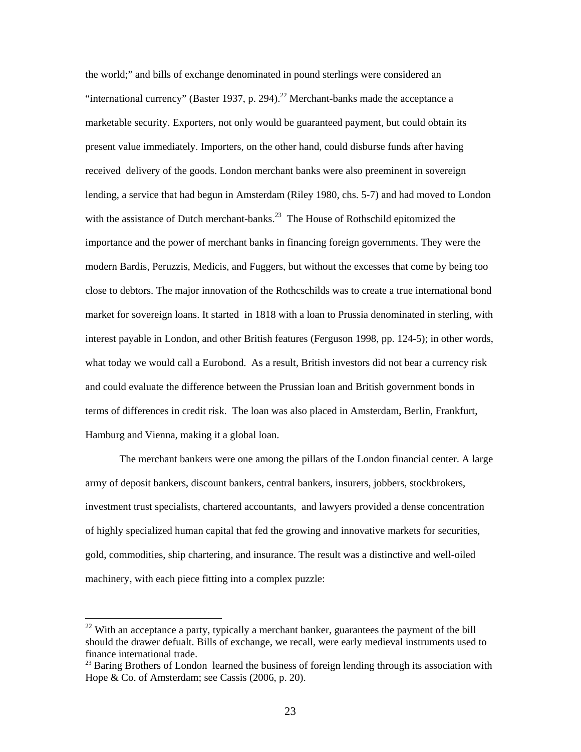the world;" and bills of exchange denominated in pound sterlings were considered an "international currency" (Baster 1937, p. 294).[22] Merchant-banks made the acceptance a marketable security. Exporters, not only would be guaranteed payment, but could obtain its present value immediately. Importers, on the other hand, could disburse funds after having received delivery of the goods. London merchant banks were also preeminent in sovereign lending, a service that had begun in Amsterdam (Riley 1980, chs. 5-7) and had moved to London with the assistance of Dutch merchant-banks.[23] The House of Rothschild epitomized the importance and the power of merchant banks in financing foreign governments. They were the modern Bardis, Peruzzis, Medicis, and Fuggers, but without the excesses that come by being too close to debtors. The major innovation of the Rothcschilds was to create a true international bond market for sovereign loans. It started in 1818 with a loan to Prussia denominated in sterling, with interest payable in London, and other British features (Ferguson 1998, pp. 124-5); in other words, what today we would call a Eurobond. As a result, British investors did not bear a currency risk and could evaluate the difference between the Prussian loan and British government bonds in terms of differences in credit risk. The loan was also placed in Amsterdam, Berlin, Frankfurt, Hamburg and Vienna, making it a global loan.

The merchant bankers were one among the pillars of the London financial center. A large army of deposit bankers, discount bankers, central bankers, insurers, jobbers, stockbrokers, investment trust specialists, chartered accountants, and lawyers provided a dense concentration of highly specialized human capital that fed the growing and innovative markets for securities, gold, commodities, ship chartering, and insurance. The result was a distinctive and well-oiled machinery, with each piece fitting into a complex puzzle:

[22] With an acceptance a party, typically a merchant banker, guarantees the payment of the bill should the drawer defualt. Bills of exchange, we recall, were early medieval instruments used to finance international trade.

[23] Baring Brothers of London learned the business of foreign lending through its association with Hope & Co. of Amsterdam; see Cassis (2006, p. 20).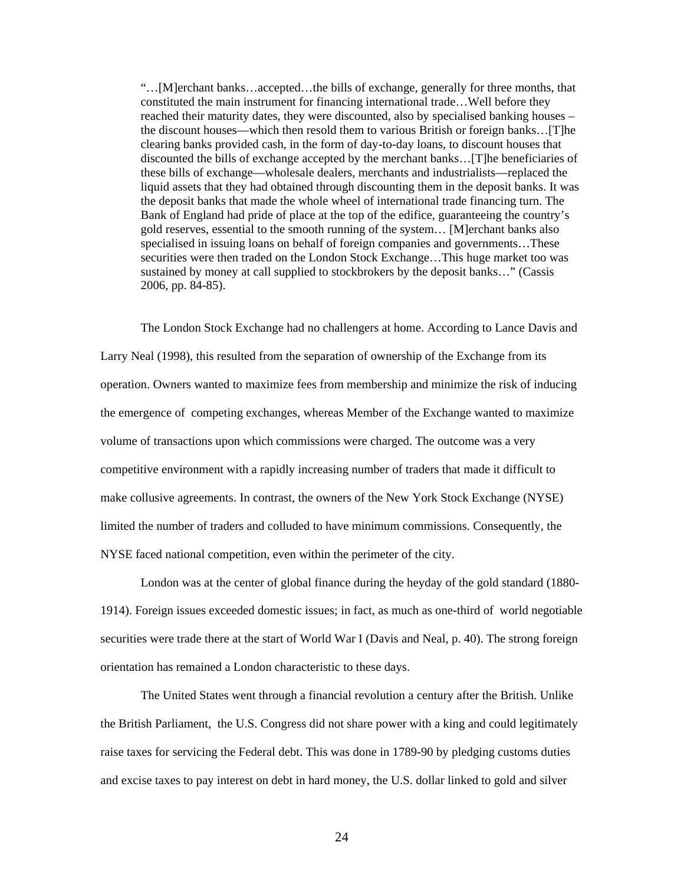> "…[M]erchant banks…accepted…the bills of exchange, generally for three months, that constituted the main instrument for financing international trade…Well before they reached their maturity dates, they were discounted, also by specialised banking houses – the discount houses—which then resold them to various British or foreign banks…[T]he clearing banks provided cash, in the form of day-to-day loans, to discount houses that discounted the bills of exchange accepted by the merchant banks…[T]he beneficiaries of these bills of exchange—wholesale dealers, merchants and industrialists—replaced the liquid assets that they had obtained through discounting them in the deposit banks. It was the deposit banks that made the whole wheel of international trade financing turn. The Bank of England had pride of place at the top of the edifice, guaranteeing the country's gold reserves, essential to the smooth running of the system… [M]erchant banks also specialised in issuing loans on behalf of foreign companies and governments…These securities were then traded on the London Stock Exchange…This huge market too was sustained by money at call supplied to stockbrokers by the deposit banks…" (Cassis 2006, pp. 84-85).

The London Stock Exchange had no challengers at home. According to Lance Davis and Larry Neal (1998), this resulted from the separation of ownership of the Exchange from its operation. Owners wanted to maximize fees from membership and minimize the risk of inducing the emergence of competing exchanges, whereas Member of the Exchange wanted to maximize volume of transactions upon which commissions were charged. The outcome was a very competitive environment with a rapidly increasing number of traders that made it difficult to make collusive agreements. In contrast, the owners of the New York Stock Exchange (NYSE) limited the number of traders and colluded to have minimum commissions. Consequently, the NYSE faced national competition, even within the perimeter of the city.

London was at the center of global finance during the heyday of the gold standard (1880-1914). Foreign issues exceeded domestic issues; in fact, as much as one-third of world negotiable securities were trade there at the start of World War I (Davis and Neal, p. 40). The strong foreign orientation has remained a London characteristic to these days.

The United States went through a financial revolution a century after the British. Unlike the British Parliament, the U.S. Congress did not share power with a king and could legitimately raise taxes for servicing the Federal debt. This was done in 1789-90 by pledging customs duties and excise taxes to pay interest on debt in hard money, the U.S. dollar linked to gold and silver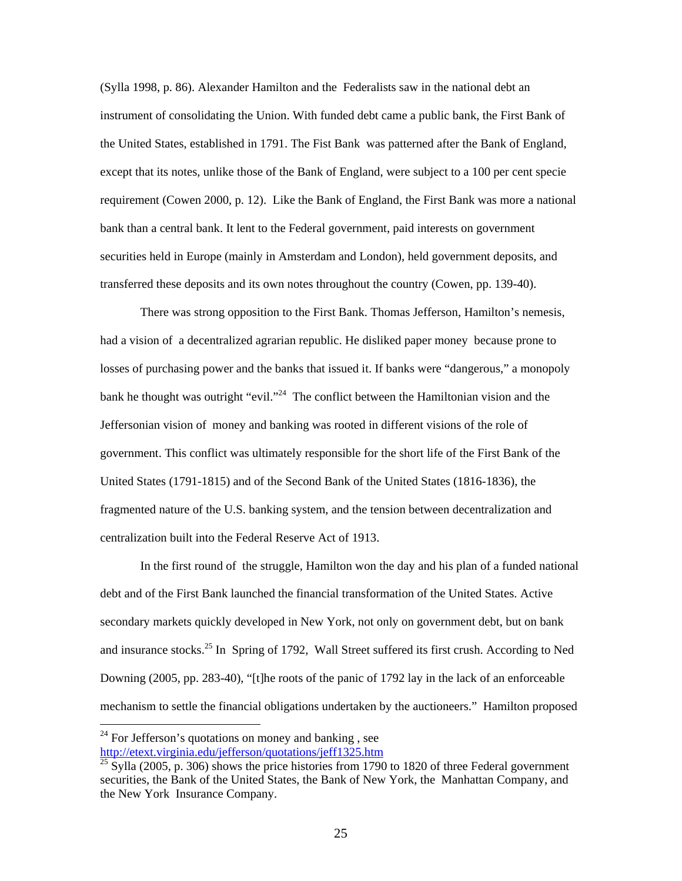(Sylla 1998, p. 86). Alexander Hamilton and the Federalists saw in the national debt an instrument of consolidating the Union. With funded debt came a public bank, the First Bank of the United States, established in 1791. The Fist Bank was patterned after the Bank of England, except that its notes, unlike those of the Bank of England, were subject to a 100 per cent specie requirement (Cowen 2000, p. 12). Like the Bank of England, the First Bank was more a national bank than a central bank. It lent to the Federal government, paid interests on government securities held in Europe (mainly in Amsterdam and London), held government deposits, and transferred these deposits and its own notes throughout the country (Cowen, pp. 139-40).

There was strong opposition to the First Bank. Thomas Jefferson, Hamilton's nemesis, had a vision of a decentralized agrarian republic. He disliked paper money because prone to losses of purchasing power and the banks that issued it. If banks were "dangerous," a monopoly bank he thought was outright "evil."[24] The conflict between the Hamiltonian vision and the Jeffersonian vision of money and banking was rooted in different visions of the role of government. This conflict was ultimately responsible for the short life of the First Bank of the United States (1791-1815) and of the Second Bank of the United States (1816-1836), the fragmented nature of the U.S. banking system, and the tension between decentralization and centralization built into the Federal Reserve Act of 1913.

In the first round of the struggle, Hamilton won the day and his plan of a funded national debt and of the First Bank launched the financial transformation of the United States. Active secondary markets quickly developed in New York, not only on government debt, but on bank and insurance stocks.[25] In Spring of 1792, Wall Street suffered its first crush. According to Ned Downing (2005, pp. 283-40), "[t]he roots of the panic of 1792 lay in the lack of an enforceable mechanism to settle the financial obligations undertaken by the auctioneers." Hamilton proposed

---

[24] For Jefferson's quotations on money and banking , see http://etext.virginia.edu/jefferson/quotations/jeff1325.htm

[25] Sylla (2005, p. 306) shows the price histories from 1790 to 1820 of three Federal government securities, the Bank of the United States, the Bank of New York, the Manhattan Company, and the New York Insurance Company.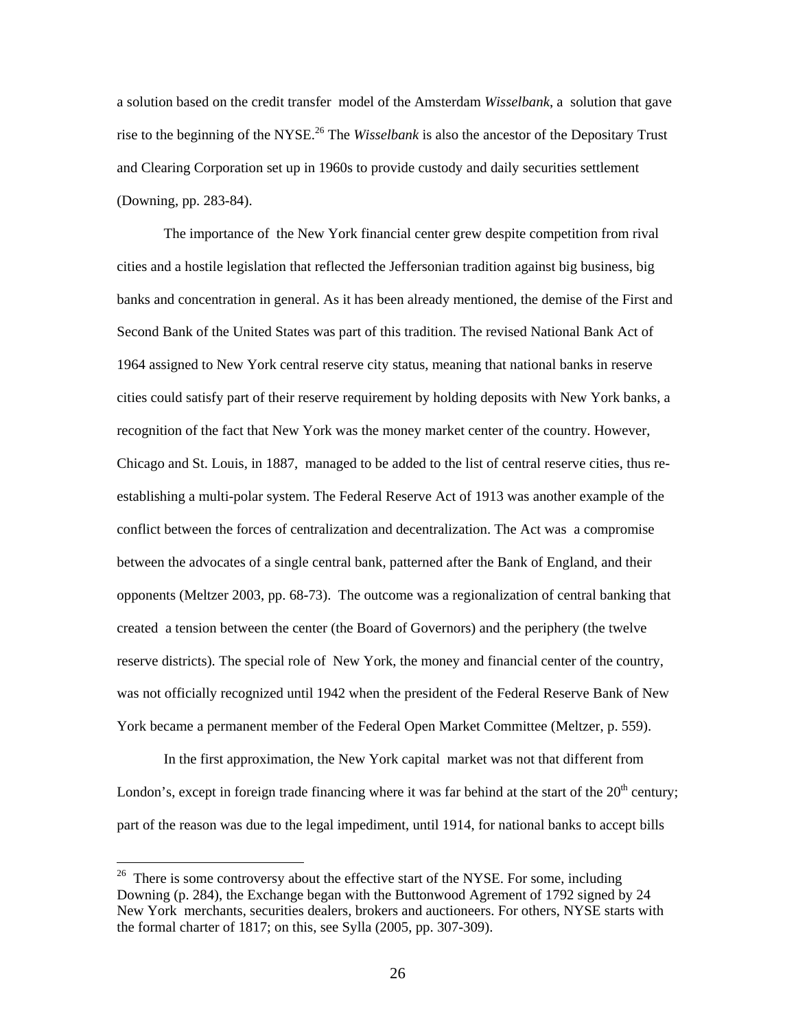a solution based on the credit transfer model of the Amsterdam *Wisselbank*, a solution that gave rise to the beginning of the NYSE.[26] The *Wisselbank* is also the ancestor of the Depositary Trust and Clearing Corporation set up in 1960s to provide custody and daily securities settlement (Downing, pp. 283-84).

The importance of the New York financial center grew despite competition from rival cities and a hostile legislation that reflected the Jeffersonian tradition against big business, big banks and concentration in general. As it has been already mentioned, the demise of the First and Second Bank of the United States was part of this tradition. The revised National Bank Act of 1964 assigned to New York central reserve city status, meaning that national banks in reserve cities could satisfy part of their reserve requirement by holding deposits with New York banks, a recognition of the fact that New York was the money market center of the country. However, Chicago and St. Louis, in 1887, managed to be added to the list of central reserve cities, thus re-establishing a multi-polar system. The Federal Reserve Act of 1913 was another example of the conflict between the forces of centralization and decentralization. The Act was a compromise between the advocates of a single central bank, patterned after the Bank of England, and their opponents (Meltzer 2003, pp. 68-73). The outcome was a regionalization of central banking that created a tension between the center (the Board of Governors) and the periphery (the twelve reserve districts). The special role of New York, the money and financial center of the country, was not officially recognized until 1942 when the president of the Federal Reserve Bank of New York became a permanent member of the Federal Open Market Committee (Meltzer, p. 559).

In the first approximation, the New York capital market was not that different from London's, except in foreign trade financing where it was far behind at the start of the 20th century; part of the reason was due to the legal impediment, until 1914, for national banks to accept bills

---

[26] There is some controversy about the effective start of the NYSE. For some, including Downing (p. 284), the Exchange began with the Buttonwood Agrement of 1792 signed by 24 New York merchants, securities dealers, brokers and auctioneers. For others, NYSE starts with the formal charter of 1817; on this, see Sylla (2005, pp. 307-309).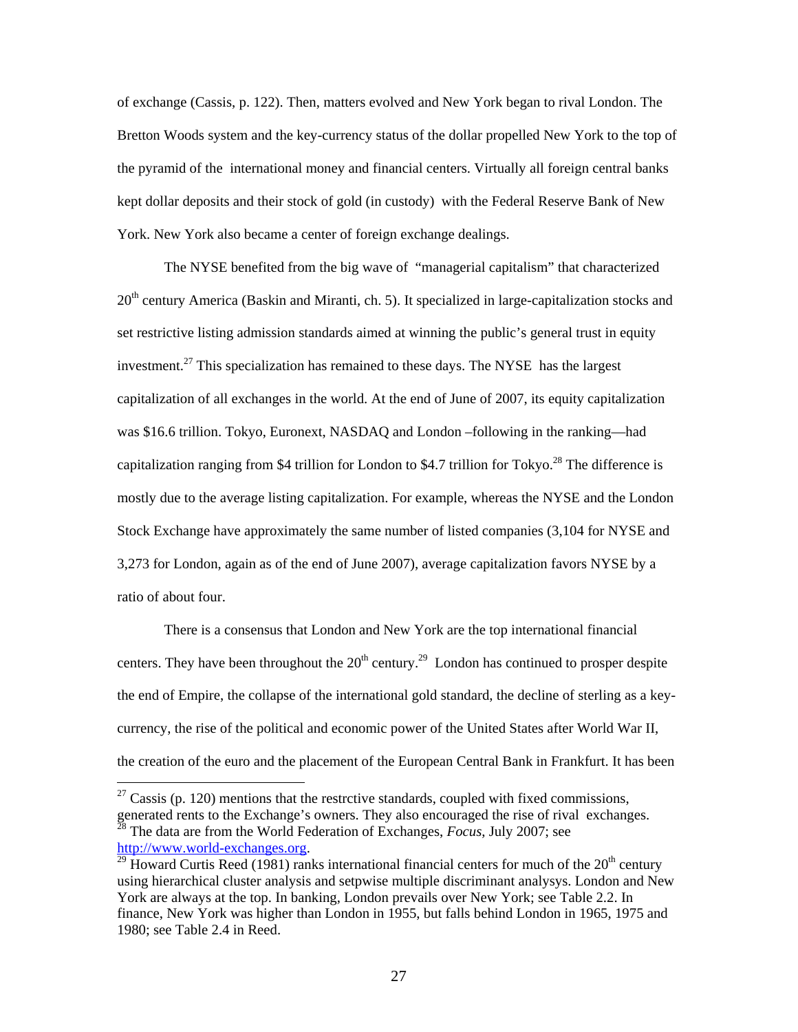of exchange (Cassis, p. 122). Then, matters evolved and New York began to rival London. The Bretton Woods system and the key-currency status of the dollar propelled New York to the top of the pyramid of the international money and financial centers. Virtually all foreign central banks kept dollar deposits and their stock of gold (in custody) with the Federal Reserve Bank of New York. New York also became a center of foreign exchange dealings.

The NYSE benefited from the big wave of "managerial capitalism" that characterized 20th century America (Baskin and Miranti, ch. 5). It specialized in large-capitalization stocks and set restrictive listing admission standards aimed at winning the public's general trust in equity investment.[27] This specialization has remained to these days. The NYSE has the largest capitalization of all exchanges in the world. At the end of June of 2007, its equity capitalization was $16.6 trillion. Tokyo, Euronext, NASDAQ and London –following in the ranking—had capitalization ranging from $4 trillion for London to $4.7 trillion for Tokyo.[28] The difference is mostly due to the average listing capitalization. For example, whereas the NYSE and the London Stock Exchange have approximately the same number of listed companies (3,104 for NYSE and 3,273 for London, again as of the end of June 2007), average capitalization favors NYSE by a ratio of about four.

There is a consensus that London and New York are the top international financial centers. They have been throughout the 20th century.[29] London has continued to prosper despite the end of Empire, the collapse of the international gold standard, the decline of sterling as a key-currency, the rise of the political and economic power of the United States after World War II, the creation of the euro and the placement of the European Central Bank in Frankfurt. It has been

---

[27] Cassis (p. 120) mentions that the restrctive standards, coupled with fixed commissions, generated rents to the Exchange's owners. They also encouraged the rise of rival exchanges.

[28] The data are from the World Federation of Exchanges, *Focus*, July 2007; see http://www.world-exchanges.org.

[29] Howard Curtis Reed (1981) ranks international financial centers for much of the 20th century using hierarchical cluster analysis and setpwise multiple discriminant analysys. London and New York are always at the top. In banking, London prevails over New York; see Table 2.2. In finance, New York was higher than London in 1955, but falls behind London in 1965, 1975 and 1980; see Table 2.4 in Reed.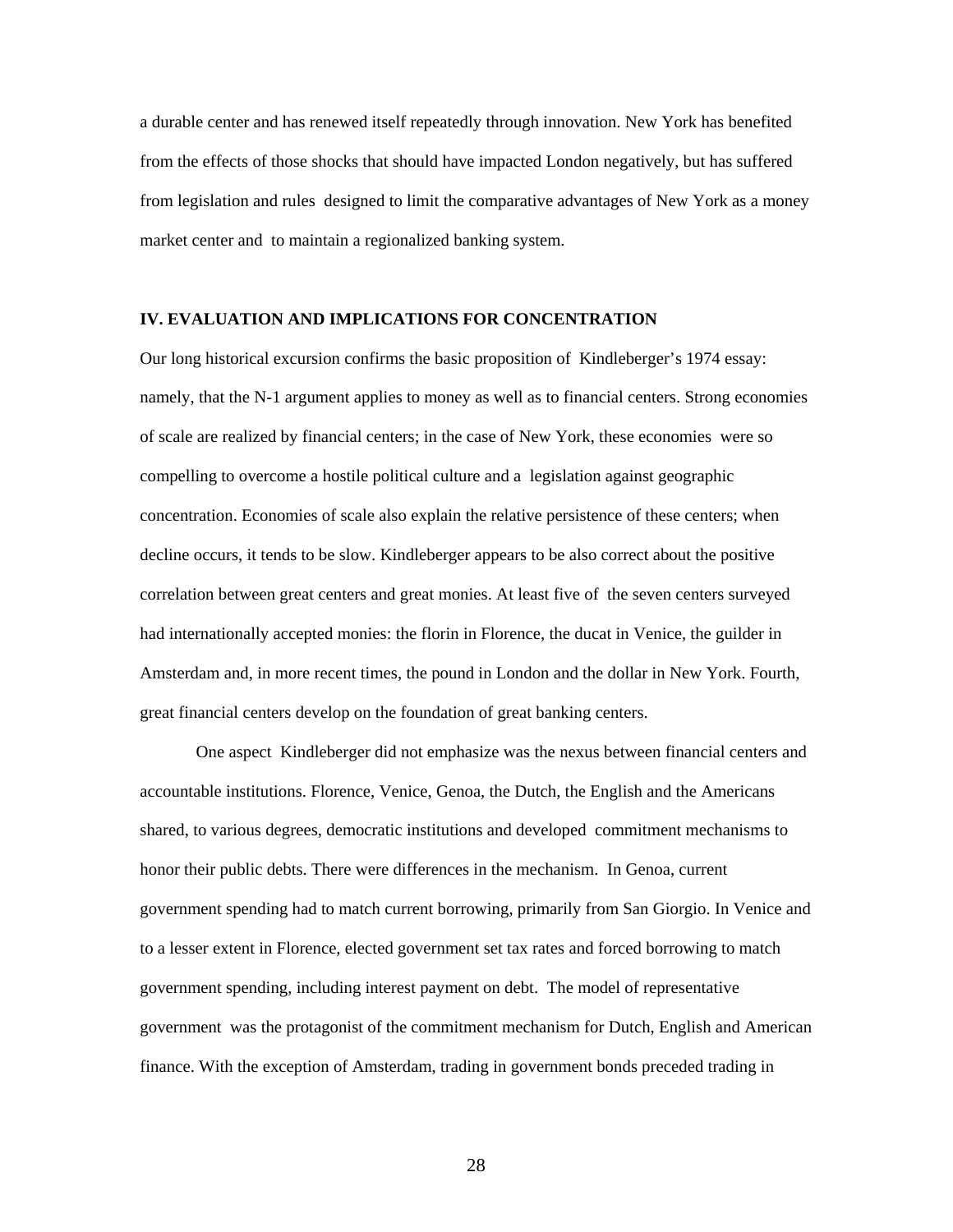a durable center and has renewed itself repeatedly through innovation. New York has benefited from the effects of those shocks that should have impacted London negatively, but has suffered from legislation and rules designed to limit the comparative advantages of New York as a money market center and to maintain a regionalized banking system.

## IV. EVALUATION AND IMPLICATIONS FOR CONCENTRATION

Our long historical excursion confirms the basic proposition of Kindleberger's 1974 essay: namely, that the N-1 argument applies to money as well as to financial centers. Strong economies of scale are realized by financial centers; in the case of New York, these economies were so compelling to overcome a hostile political culture and a legislation against geographic concentration. Economies of scale also explain the relative persistence of these centers; when decline occurs, it tends to be slow. Kindleberger appears to be also correct about the positive correlation between great centers and great monies. At least five of the seven centers surveyed had internationally accepted monies: the florin in Florence, the ducat in Venice, the guilder in Amsterdam and, in more recent times, the pound in London and the dollar in New York. Fourth, great financial centers develop on the foundation of great banking centers.

One aspect Kindleberger did not emphasize was the nexus between financial centers and accountable institutions. Florence, Venice, Genoa, the Dutch, the English and the Americans shared, to various degrees, democratic institutions and developed commitment mechanisms to honor their public debts. There were differences in the mechanism. In Genoa, current government spending had to match current borrowing, primarily from San Giorgio. In Venice and to a lesser extent in Florence, elected government set tax rates and forced borrowing to match government spending, including interest payment on debt. The model of representative government was the protagonist of the commitment mechanism for Dutch, English and American finance. With the exception of Amsterdam, trading in government bonds preceded trading in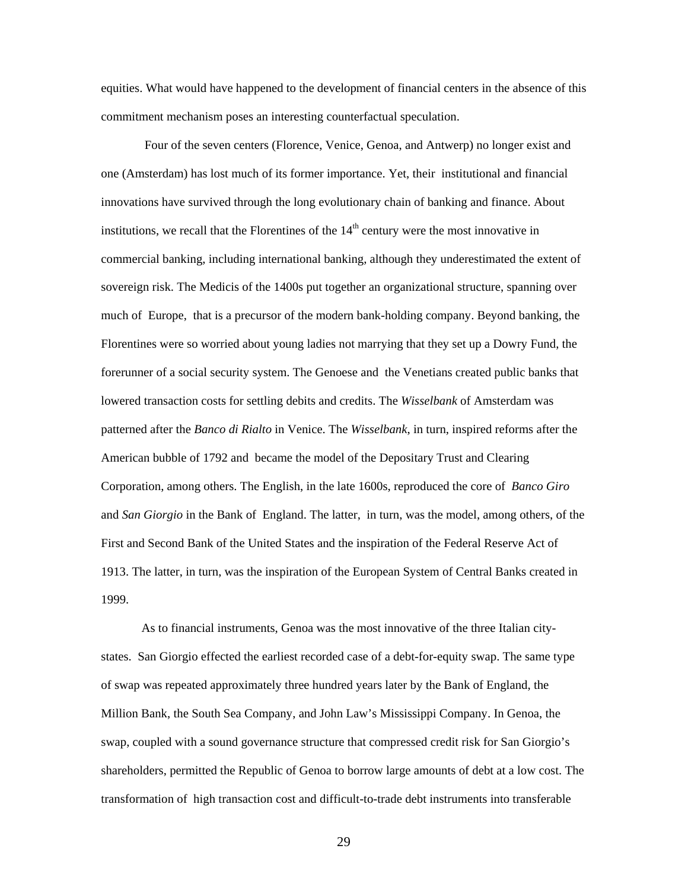equities. What would have happened to the development of financial centers in the absence of this commitment mechanism poses an interesting counterfactual speculation.

Four of the seven centers (Florence, Venice, Genoa, and Antwerp) no longer exist and one (Amsterdam) has lost much of its former importance. Yet, their institutional and financial innovations have survived through the long evolutionary chain of banking and finance. About institutions, we recall that the Florentines of the 14th century were the most innovative in commercial banking, including international banking, although they underestimated the extent of sovereign risk. The Medicis of the 1400s put together an organizational structure, spanning over much of Europe, that is a precursor of the modern bank-holding company. Beyond banking, the Florentines were so worried about young ladies not marrying that they set up a Dowry Fund, the forerunner of a social security system. The Genoese and the Venetians created public banks that lowered transaction costs for settling debits and credits. The *Wisselbank* of Amsterdam was patterned after the *Banco di Rialto* in Venice. The *Wisselbank*, in turn, inspired reforms after the American bubble of 1792 and became the model of the Depositary Trust and Clearing Corporation, among others. The English, in the late 1600s, reproduced the core of *Banco Giro* and *San Giorgio* in the Bank of England. The latter, in turn, was the model, among others, of the First and Second Bank of the United States and the inspiration of the Federal Reserve Act of 1913. The latter, in turn, was the inspiration of the European System of Central Banks created in 1999.

As to financial instruments, Genoa was the most innovative of the three Italian city-states. San Giorgio effected the earliest recorded case of a debt-for-equity swap. The same type of swap was repeated approximately three hundred years later by the Bank of England, the Million Bank, the South Sea Company, and John Law's Mississippi Company. In Genoa, the swap, coupled with a sound governance structure that compressed credit risk for San Giorgio's shareholders, permitted the Republic of Genoa to borrow large amounts of debt at a low cost. The transformation of high transaction cost and difficult-to-trade debt instruments into transferable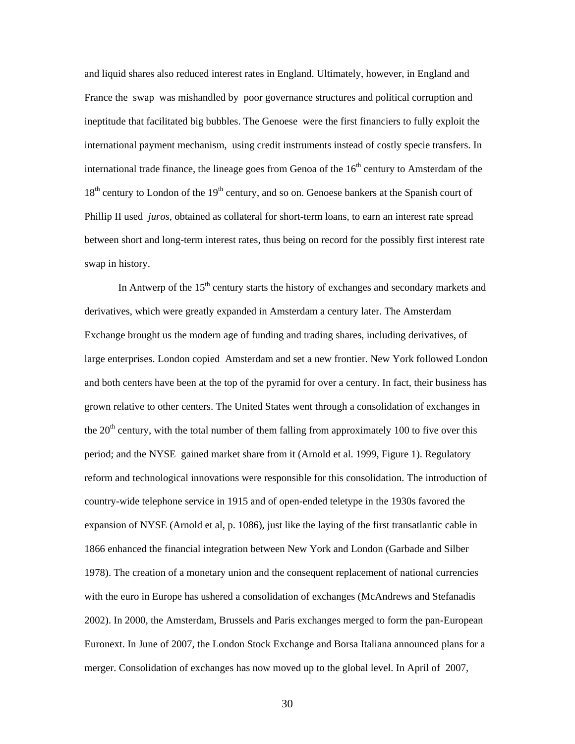and liquid shares also reduced interest rates in England. Ultimately, however, in England and France the swap was mishandled by poor governance structures and political corruption and ineptitude that facilitated big bubbles. The Genoese were the first financiers to fully exploit the international payment mechanism, using credit instruments instead of costly specie transfers. In international trade finance, the lineage goes from Genoa of the 16th century to Amsterdam of the 18th century to London of the 19th century, and so on. Genoese bankers at the Spanish court of Phillip II used *juros*, obtained as collateral for short-term loans, to earn an interest rate spread between short and long-term interest rates, thus being on record for the possibly first interest rate swap in history.

In Antwerp of the 15th century starts the history of exchanges and secondary markets and derivatives, which were greatly expanded in Amsterdam a century later. The Amsterdam Exchange brought us the modern age of funding and trading shares, including derivatives, of large enterprises. London copied Amsterdam and set a new frontier. New York followed London and both centers have been at the top of the pyramid for over a century. In fact, their business has grown relative to other centers. The United States went through a consolidation of exchanges in the 20th century, with the total number of them falling from approximately 100 to five over this period; and the NYSE gained market share from it (Arnold et al. 1999, Figure 1). Regulatory reform and technological innovations were responsible for this consolidation. The introduction of country-wide telephone service in 1915 and of open-ended teletype in the 1930s favored the expansion of NYSE (Arnold et al, p. 1086), just like the laying of the first transatlantic cable in 1866 enhanced the financial integration between New York and London (Garbade and Silber 1978). The creation of a monetary union and the consequent replacement of national currencies with the euro in Europe has ushered a consolidation of exchanges (McAndrews and Stefanadis 2002). In 2000, the Amsterdam, Brussels and Paris exchanges merged to form the pan-European Euronext. In June of 2007, the London Stock Exchange and Borsa Italiana announced plans for a merger. Consolidation of exchanges has now moved up to the global level. In April of 2007,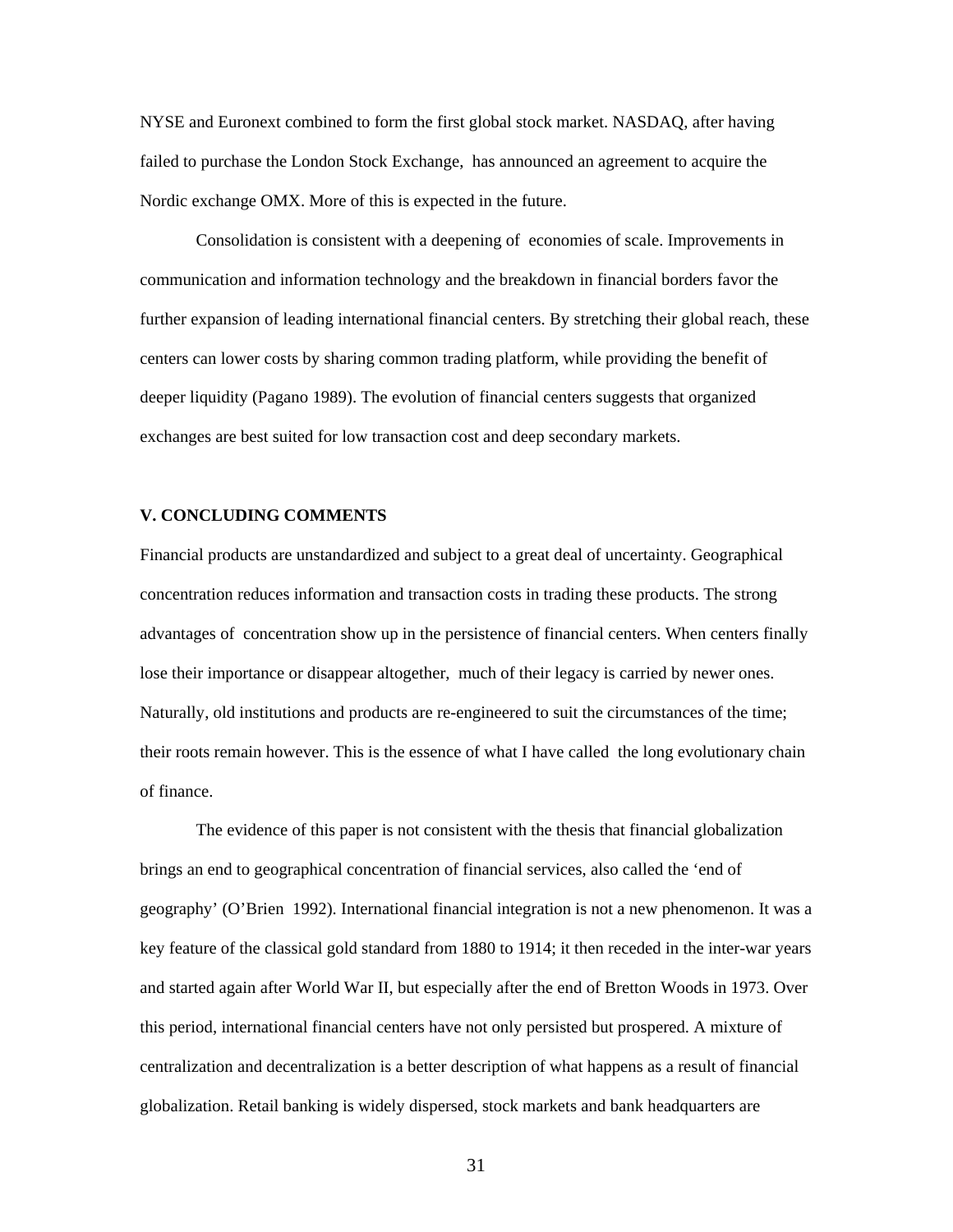NYSE and Euronext combined to form the first global stock market. NASDAQ, after having failed to purchase the London Stock Exchange, has announced an agreement to acquire the Nordic exchange OMX. More of this is expected in the future.

Consolidation is consistent with a deepening of economies of scale. Improvements in communication and information technology and the breakdown in financial borders favor the further expansion of leading international financial centers. By stretching their global reach, these centers can lower costs by sharing common trading platform, while providing the benefit of deeper liquidity (Pagano 1989). The evolution of financial centers suggests that organized exchanges are best suited for low transaction cost and deep secondary markets.

## V. CONCLUDING COMMENTS

Financial products are unstandardized and subject to a great deal of uncertainty. Geographical concentration reduces information and transaction costs in trading these products. The strong advantages of concentration show up in the persistence of financial centers. When centers finally lose their importance or disappear altogether, much of their legacy is carried by newer ones. Naturally, old institutions and products are re-engineered to suit the circumstances of the time; their roots remain however. This is the essence of what I have called the long evolutionary chain of finance.

The evidence of this paper is not consistent with the thesis that financial globalization brings an end to geographical concentration of financial services, also called the 'end of geography' (O'Brien 1992). International financial integration is not a new phenomenon. It was a key feature of the classical gold standard from 1880 to 1914; it then receded in the inter-war years and started again after World War II, but especially after the end of Bretton Woods in 1973. Over this period, international financial centers have not only persisted but prospered. A mixture of centralization and decentralization is a better description of what happens as a result of financial globalization. Retail banking is widely dispersed, stock markets and bank headquarters are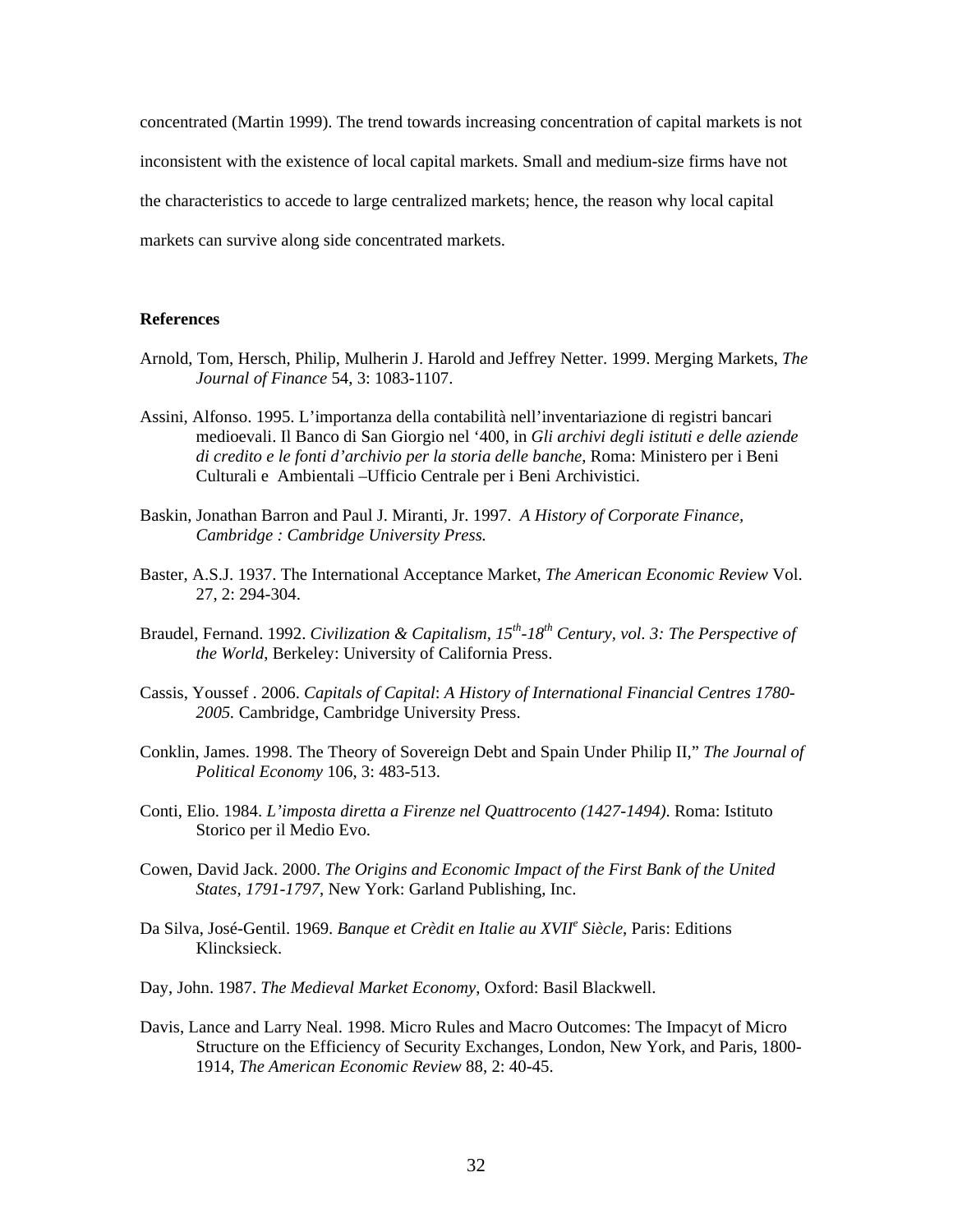concentrated (Martin 1999). The trend towards increasing concentration of capital markets is not inconsistent with the existence of local capital markets. Small and medium-size firms have not the characteristics to accede to large centralized markets; hence, the reason why local capital markets can survive along side concentrated markets.

**References**

Arnold, Tom, Hersch, Philip, Mulherin J. Harold and Jeffrey Netter. 1999. Merging Markets, *The Journal of Finance* 54, 3: 1083-1107.

Assini, Alfonso. 1995. L'importanza della contabilità nell'inventariazione di registri bancari medioevali. Il Banco di San Giorgio nel '400, in *Gli archivi degli istituti e delle aziende di credito e le fonti d'archivio per la storia delle banche*, Roma: Ministero per i Beni Culturali e Ambientali –Ufficio Centrale per i Beni Archivistici.

Baskin, Jonathan Barron and Paul J. Miranti, Jr. 1997. *A History of Corporate Finance, Cambridge : Cambridge University Press.*

Baster, A.S.J. 1937. The International Acceptance Market, *The American Economic Review* Vol. 27, 2: 294-304.

Braudel, Fernand. 1992. *Civilization & Capitalism, 15th-18th Century, vol. 3: The Perspective of the World*, Berkeley: University of California Press.

Cassis, Youssef . 2006. *Capitals of Capital*: *A History of International Financial Centres 1780-2005.* Cambridge, Cambridge University Press.

Conklin, James. 1998. The Theory of Sovereign Debt and Spain Under Philip II," *The Journal of Political Economy* 106, 3: 483-513.

Conti, Elio. 1984. *L'imposta diretta a Firenze nel Quattrocento (1427-1494)*. Roma: Istituto Storico per il Medio Evo.

Cowen, David Jack. 2000. *The Origins and Economic Impact of the First Bank of the United States, 1791-1797*, New York: Garland Publishing, Inc.

Da Silva, José-Gentil. 1969. *Banque et Crèdit en Italie au XVIIe Siècle*, Paris: Editions Klincksieck.

Day, John. 1987. *The Medieval Market Economy*, Oxford: Basil Blackwell.

Davis, Lance and Larry Neal. 1998. Micro Rules and Macro Outcomes: The Impacyt of Micro Structure on the Efficiency of Security Exchanges, London, New York, and Paris, 1800-1914, *The American Economic Review* 88, 2: 40-45.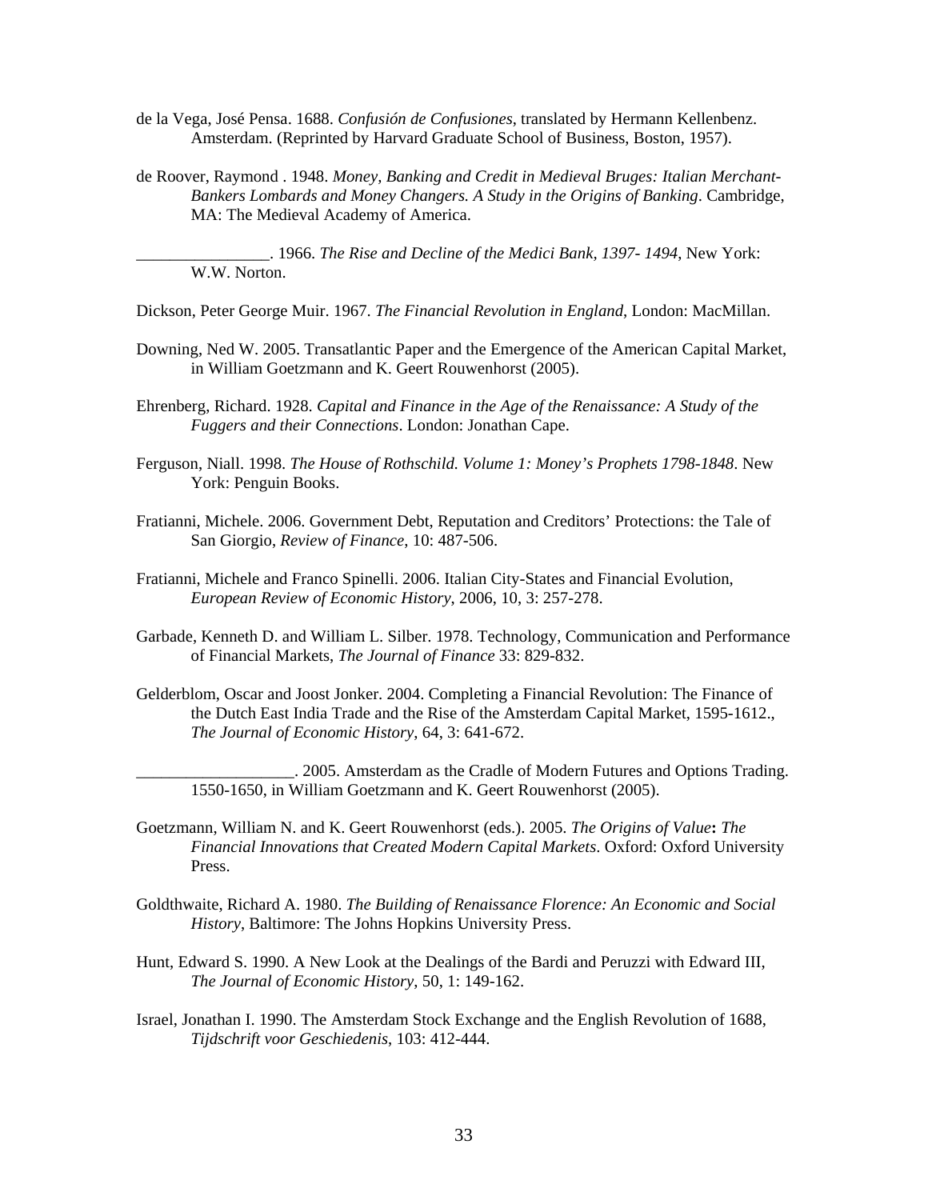de la Vega, José Pensa. 1688. *Confusión de Confusiones*, translated by Hermann Kellenbenz. Amsterdam. (Reprinted by Harvard Graduate School of Business, Boston, 1957).

de Roover, Raymond . 1948. *Money, Banking and Credit in Medieval Bruges: Italian Merchant-Bankers Lombards and Money Changers. A Study in the Origins of Banking*. Cambridge, MA: The Medieval Academy of America.

________________. 1966. *The Rise and Decline of the Medici Bank, 1397- 1494*, New York: W.W. Norton.

Dickson, Peter George Muir. 1967. *The Financial Revolution in England*, London: MacMillan.

Downing, Ned W. 2005. Transatlantic Paper and the Emergence of the American Capital Market, in William Goetzmann and K. Geert Rouwenhorst (2005).

Ehrenberg, Richard. 1928. *Capital and Finance in the Age of the Renaissance: A Study of the Fuggers and their Connections*. London: Jonathan Cape.

Ferguson, Niall. 1998. *The House of Rothschild. Volume 1: Money's Prophets 1798-1848*. New York: Penguin Books.

Fratianni, Michele. 2006. Government Debt, Reputation and Creditors' Protections: the Tale of San Giorgio, *Review of Finance*, 10: 487-506.

Fratianni, Michele and Franco Spinelli. 2006. Italian City-States and Financial Evolution, *European Review of Economic History*, 2006, 10, 3: 257-278.

Garbade, Kenneth D. and William L. Silber. 1978. Technology, Communication and Performance of Financial Markets, *The Journal of Finance* 33: 829-832.

Gelderblom, Oscar and Joost Jonker. 2004. Completing a Financial Revolution: The Finance of the Dutch East India Trade and the Rise of the Amsterdam Capital Market, 1595-1612., *The Journal of Economic History*, 64, 3: 641-672.

___________________. 2005. Amsterdam as the Cradle of Modern Futures and Options Trading. 1550-1650, in William Goetzmann and K. Geert Rouwenhorst (2005).

Goetzmann, William N. and K. Geert Rouwenhorst (eds.). 2005. *The Origins of Value*: *The Financial Innovations that Created Modern Capital Markets*. Oxford: Oxford University Press.

Goldthwaite, Richard A. 1980. *The Building of Renaissance Florence: An Economic and Social History*, Baltimore: The Johns Hopkins University Press.

Hunt, Edward S. 1990. A New Look at the Dealings of the Bardi and Peruzzi with Edward III, *The Journal of Economic History*, 50, 1: 149-162.

Israel, Jonathan I. 1990. The Amsterdam Stock Exchange and the English Revolution of 1688, *Tijdschrift voor Geschiedenis*, 103: 412-444.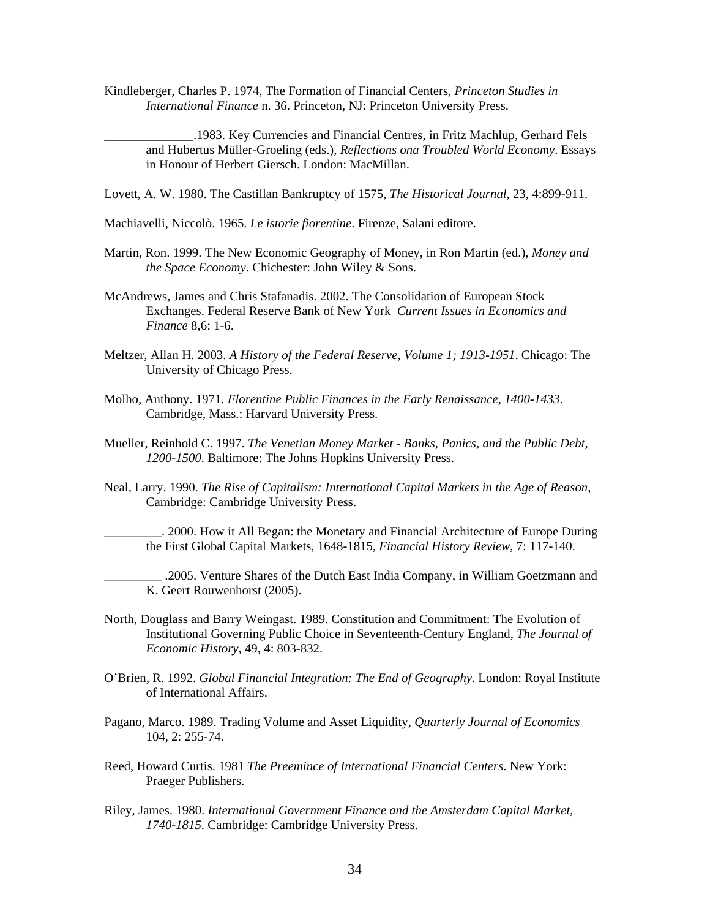Kindleberger, Charles P. 1974, The Formation of Financial Centers, *Princeton Studies in International Finance* n. 36. Princeton, NJ: Princeton University Press.

______________.1983. Key Currencies and Financial Centres, in Fritz Machlup, Gerhard Fels and Hubertus Müller-Groeling (eds.), *Reflections ona Troubled World Economy*. Essays in Honour of Herbert Giersch. London: MacMillan.

Lovett, A. W. 1980. The Castillan Bankruptcy of 1575, *The Historical Journal*, 23, 4:899-911.

Machiavelli, Niccolò. 1965. *Le istorie fiorentine*. Firenze, Salani editore.

Martin, Ron. 1999. The New Economic Geography of Money, in Ron Martin (ed.), *Money and the Space Economy*. Chichester: John Wiley & Sons.

McAndrews, James and Chris Stafanadis. 2002. The Consolidation of European Stock Exchanges. Federal Reserve Bank of New York *Current Issues in Economics and Finance* 8,6: 1-6.

Meltzer, Allan H. 2003. *A History of the Federal Reserve, Volume 1; 1913-1951*. Chicago: The University of Chicago Press.

Molho, Anthony. 1971. *Florentine Public Finances in the Early Renaissance, 1400-1433*. Cambridge, Mass.: Harvard University Press.

Mueller, Reinhold C. 1997. *The Venetian Money Market - Banks, Panics, and the Public Debt, 1200-1500*. Baltimore: The Johns Hopkins University Press.

Neal, Larry. 1990. *The Rise of Capitalism: International Capital Markets in the Age of Reason*, Cambridge: Cambridge University Press.

_________. 2000. How it All Began: the Monetary and Financial Architecture of Europe During the First Global Capital Markets, 1648-1815, *Financial History Review*, 7: 117-140.

_________ .2005. Venture Shares of the Dutch East India Company, in William Goetzmann and K. Geert Rouwenhorst (2005).

North, Douglass and Barry Weingast. 1989. Constitution and Commitment: The Evolution of Institutional Governing Public Choice in Seventeenth-Century England, *The Journal of Economic History*, 49, 4: 803-832.

O'Brien, R. 1992. *Global Financial Integration: The End of Geography*. London: Royal Institute of International Affairs.

Pagano, Marco. 1989. Trading Volume and Asset Liquidity, *Quarterly Journal of Economics* 104, 2: 255-74.

Reed, Howard Curtis. 1981 *The Preemince of International Financial Centers*. New York: Praeger Publishers.

Riley, James. 1980. *International Government Finance and the Amsterdam Capital Market, 1740-1815*. Cambridge: Cambridge University Press.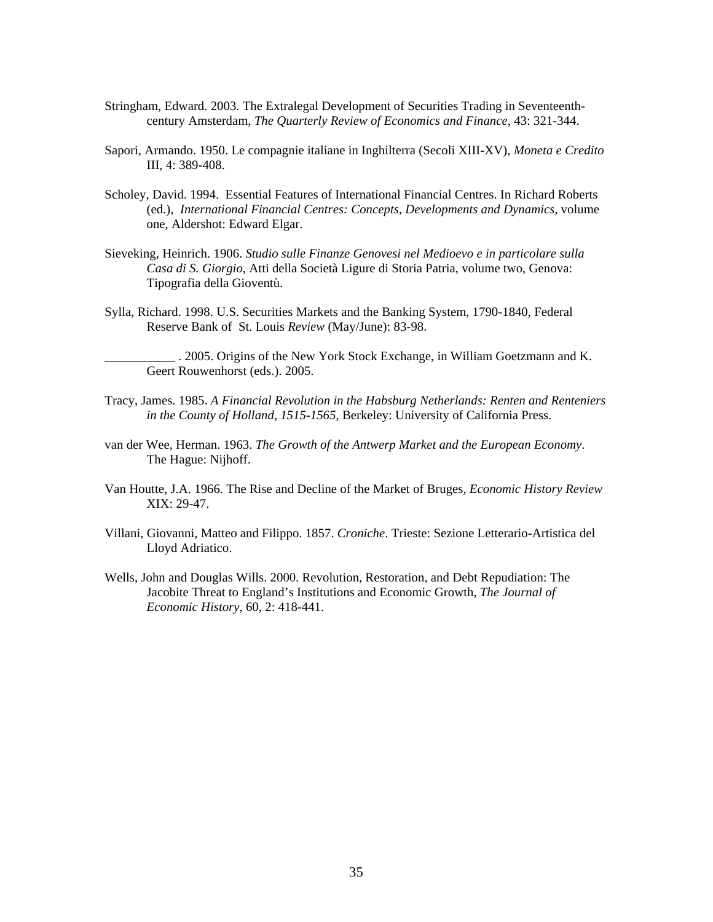Stringham, Edward. 2003. The Extralegal Development of Securities Trading in Seventeenth-century Amsterdam, *The Quarterly Review of Economics and Finance*, 43: 321-344.

Sapori, Armando. 1950. Le compagnie italiane in Inghilterra (Secoli XIII-XV), *Moneta e Credito* III, 4: 389-408.

Scholey, David. 1994. Essential Features of International Financial Centres. In Richard Roberts (ed.), *International Financial Centres: Concepts, Developments and Dynamics*, volume one, Aldershot: Edward Elgar.

Sieveking, Heinrich. 1906. *Studio sulle Finanze Genovesi nel Medioevo e in particolare sulla Casa di S. Giorgio*, Atti della Società Ligure di Storia Patria, volume two, Genova: Tipografia della Gioventù.

Sylla, Richard. 1998. U.S. Securities Markets and the Banking System, 1790-1840, Federal Reserve Bank of St. Louis *Review* (May/June): 83-98.

___________ . 2005. Origins of the New York Stock Exchange, in William Goetzmann and K. Geert Rouwenhorst (eds.). 2005.

Tracy, James. 1985. *A Financial Revolution in the Habsburg Netherlands: Renten and Renteniers in the County of Holland, 1515-1565*, Berkeley: University of California Press.

van der Wee, Herman. 1963. *The Growth of the Antwerp Market and the European Economy*. The Hague: Nijhoff.

Van Houtte, J.A. 1966. The Rise and Decline of the Market of Bruges, *Economic History Review* XIX: 29-47.

Villani, Giovanni, Matteo and Filippo. 1857. *Croniche*. Trieste: Sezione Letterario-Artistica del Lloyd Adriatico.

Wells, John and Douglas Wills. 2000. Revolution, Restoration, and Debt Repudiation: The Jacobite Threat to England's Institutions and Economic Growth, *The Journal of Economic History*, 60, 2: 418-441.